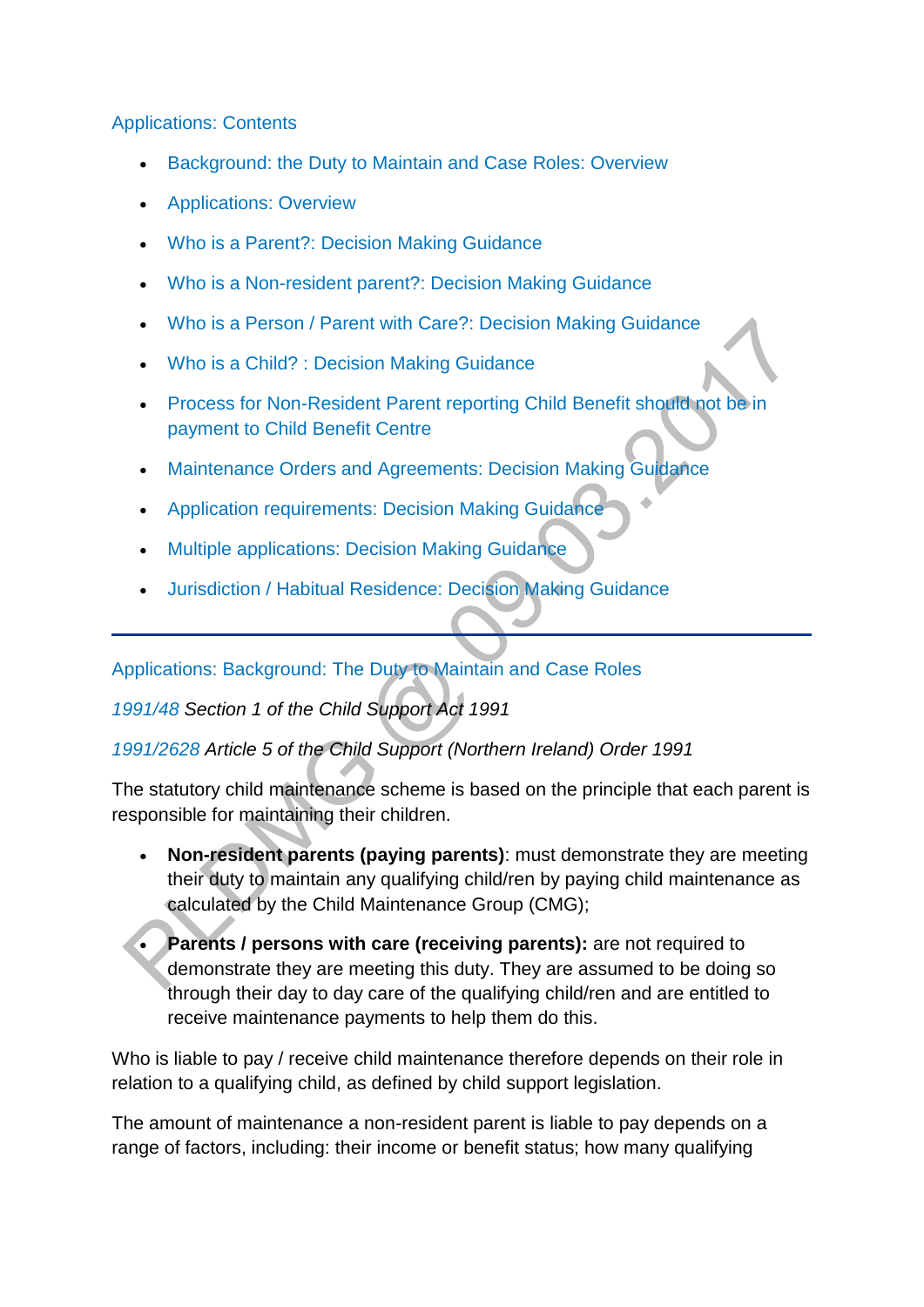## Applications: Contents

- Background: the Duty to Maintain and Case Roles: Overview
- Applications: Overview
- Who is a Parent?: Decision Making Guidance
- Who is a Non-resident parent?: Decision Making Guidance
- Who is a Person / Parent with Care?: Decision Making Guidance
- Who is a Child? : Decision Making Guidance
- Process for Non-Resident Parent reporting Child Benefit should not be in payment to Child Benefit Centre
- Maintenance Orders and Agreements: Decision Making Guidance
- Application requirements: Decision Making Guidance
- Multiple applications: Decision Making Guidance
- Jurisdiction / Habitual Residence: Decision Making Guidance

---

## Applications: Background: The Duty to Maintain and Case Roles

*1991/48 Section 1 of the Child Support Act 1991*

*1991/2628 Article 5 of the Child Support (Northern Ireland) Order 1991*

The statutory child maintenance scheme is based on the principle that each parent is responsible for maintaining their children.

- **Non-resident parents (paying parents)**: must demonstrate they are meeting their duty to maintain any qualifying child/ren by paying child maintenance as calculated by the Child Maintenance Group (CMG);
- **Parents / persons with care (receiving parents):** are not required to demonstrate they are meeting this duty. They are assumed to be doing so through their day to day care of the qualifying child/ren and are entitled to receive maintenance payments to help them do this.

Who is liable to pay / receive child maintenance therefore depends on their role in relation to a qualifying child, as defined by child support legislation.

The amount of maintenance a non-resident parent is liable to pay depends on a range of factors, including: their income or benefit status; how many qualifying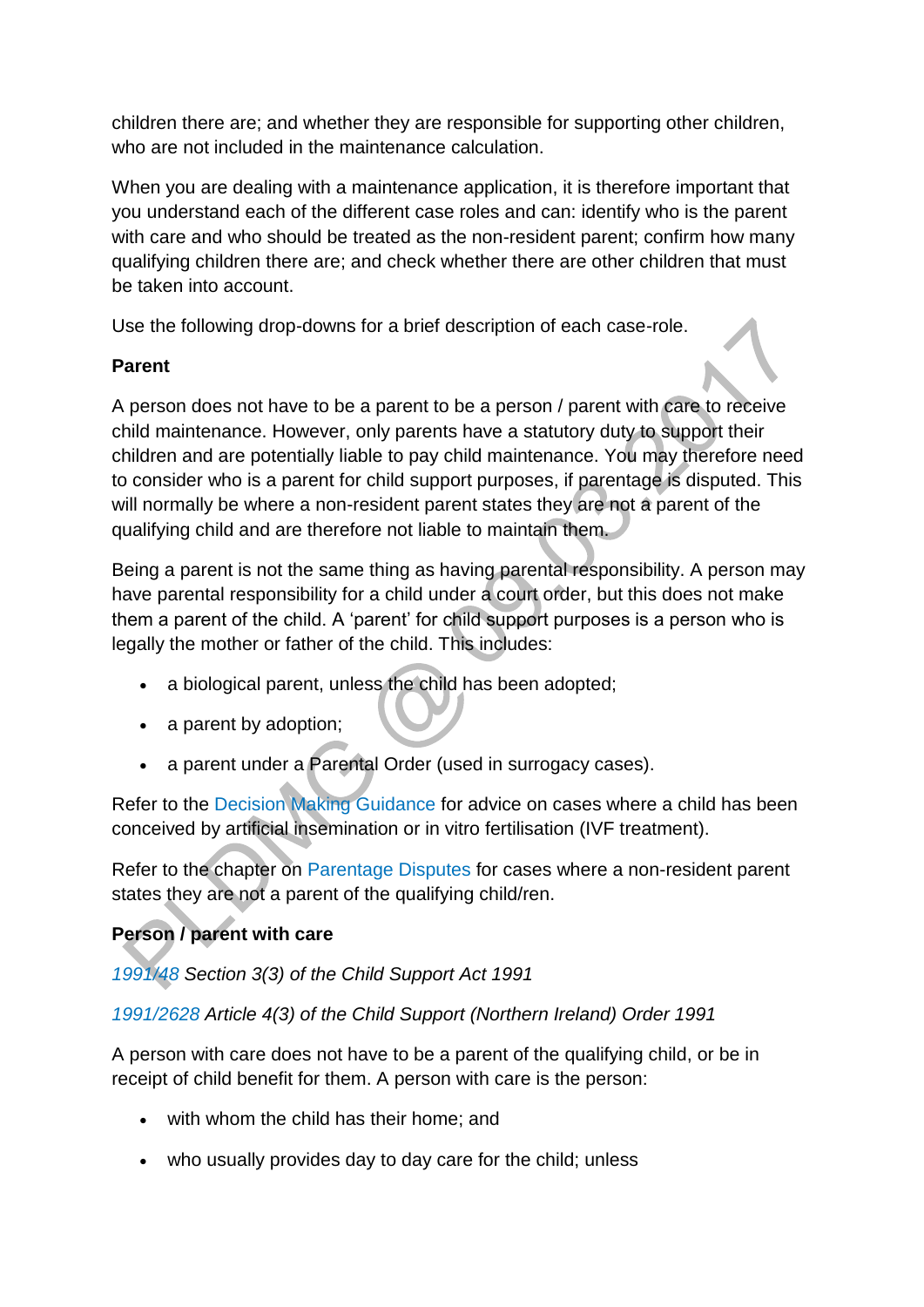children there are; and whether they are responsible for supporting other children, who are not included in the maintenance calculation.

When you are dealing with a maintenance application, it is therefore important that you understand each of the different case roles and can: identify who is the parent with care and who should be treated as the non-resident parent; confirm how many qualifying children there are; and check whether there are other children that must be taken into account.

Use the following drop-downs for a brief description of each case-role.

**Parent**

A person does not have to be a parent to be a person / parent with care to receive child maintenance. However, only parents have a statutory duty to support their children and are potentially liable to pay child maintenance. You may therefore need to consider who is a parent for child support purposes, if parentage is disputed. This will normally be where a non-resident parent states they are not a parent of the qualifying child and are therefore not liable to maintain them.

Being a parent is not the same thing as having parental responsibility. A person may have parental responsibility for a child under a court order, but this does not make them a parent of the child. A 'parent' for child support purposes is a person who is legally the mother or father of the child. This includes:

- a biological parent, unless the child has been adopted;
- a parent by adoption;
- a parent under a Parental Order (used in surrogacy cases).

Refer to the Decision Making Guidance for advice on cases where a child has been conceived by artificial insemination or in vitro fertilisation (IVF treatment).

Refer to the chapter on Parentage Disputes for cases where a non-resident parent states they are not a parent of the qualifying child/ren.

**Person / parent with care**

*1991/48 Section 3(3) of the Child Support Act 1991*

*1991/2628 Article 4(3) of the Child Support (Northern Ireland) Order 1991*

A person with care does not have to be a parent of the qualifying child, or be in receipt of child benefit for them. A person with care is the person:

- with whom the child has their home; and
- who usually provides day to day care for the child; unless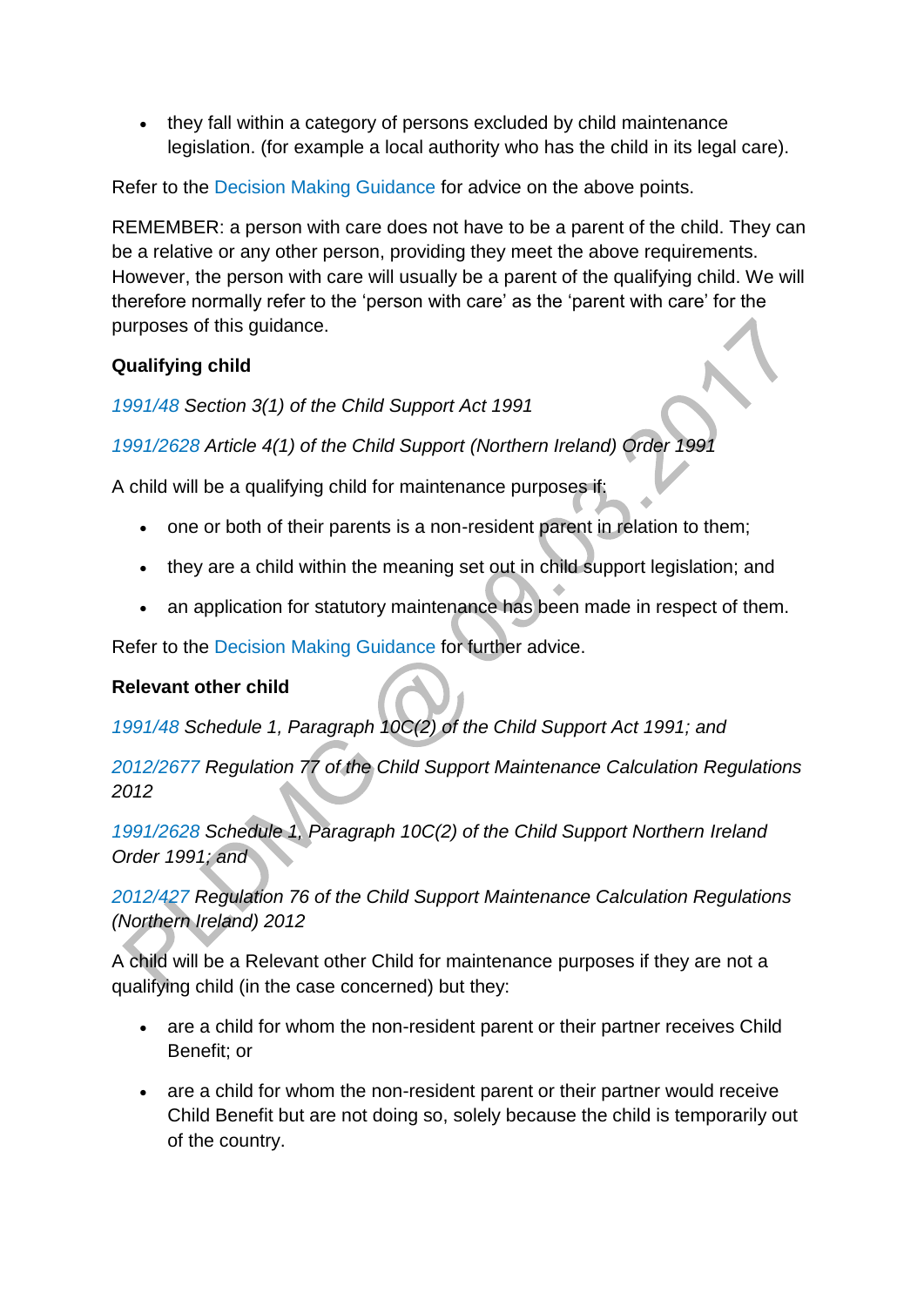- they fall within a category of persons excluded by child maintenance legislation. (for example a local authority who has the child in its legal care).

Refer to the Decision Making Guidance for advice on the above points.

REMEMBER: a person with care does not have to be a parent of the child. They can be a relative or any other person, providing they meet the above requirements. However, the person with care will usually be a parent of the qualifying child. We will therefore normally refer to the 'person with care' as the 'parent with care' for the purposes of this guidance.

**Qualifying child**

*1991/48 Section 3(1) of the Child Support Act 1991*

*1991/2628 Article 4(1) of the Child Support (Northern Ireland) Order 1991*

A child will be a qualifying child for maintenance purposes if:

- one or both of their parents is a non-resident parent in relation to them;
- they are a child within the meaning set out in child support legislation; and
- an application for statutory maintenance has been made in respect of them.

Refer to the Decision Making Guidance for further advice.

**Relevant other child**

*1991/48 Schedule 1, Paragraph 10C(2) of the Child Support Act 1991; and*

*2012/2677 Regulation 77 of the Child Support Maintenance Calculation Regulations 2012*

*1991/2628 Schedule 1, Paragraph 10C(2) of the Child Support Northern Ireland Order 1991; and*

*2012/427 Regulation 76 of the Child Support Maintenance Calculation Regulations (Northern Ireland) 2012*

A child will be a Relevant other Child for maintenance purposes if they are not a qualifying child (in the case concerned) but they:

- are a child for whom the non-resident parent or their partner receives Child Benefit; or
- are a child for whom the non-resident parent or their partner would receive Child Benefit but are not doing so, solely because the child is temporarily out of the country.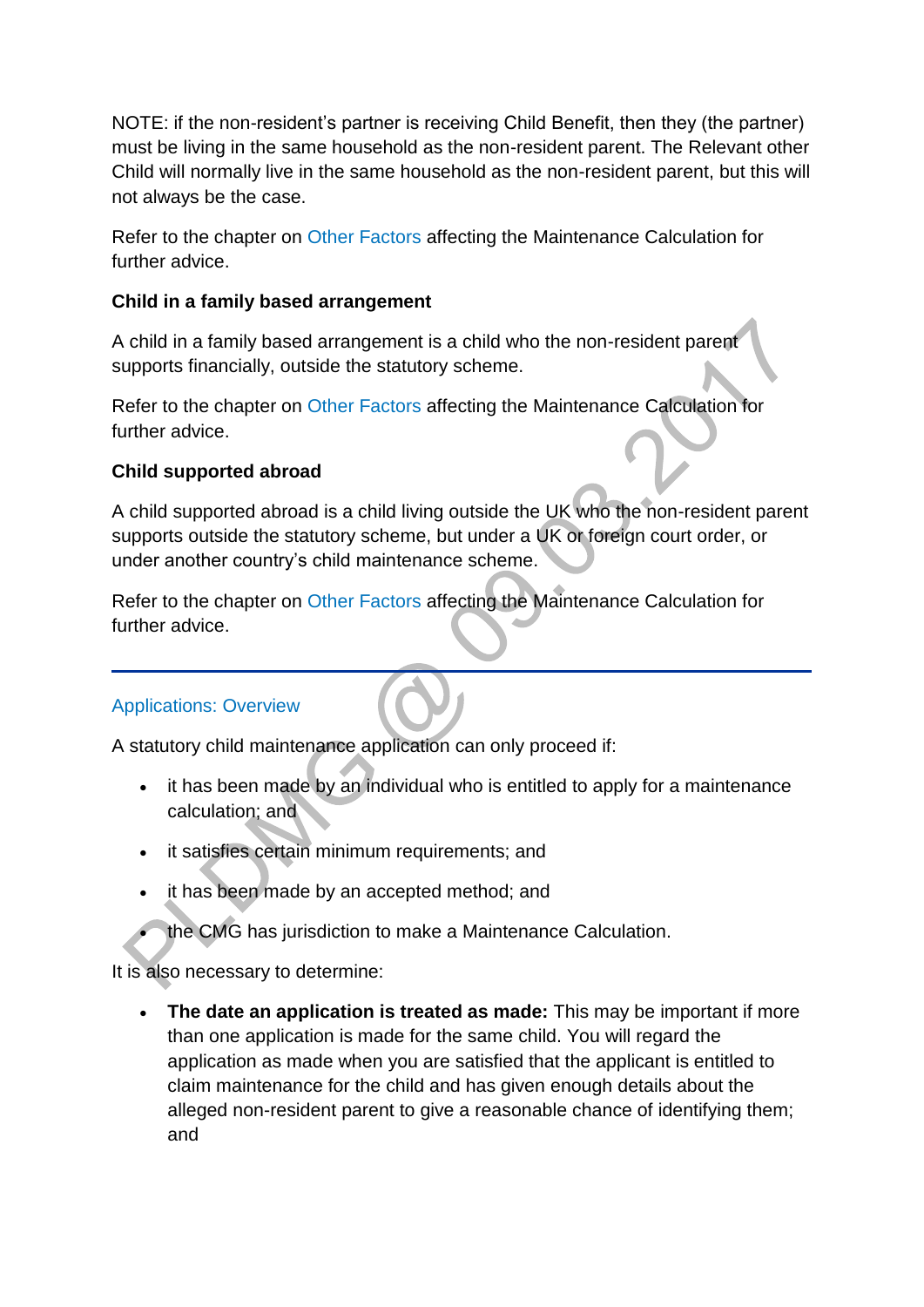NOTE: if the non-resident's partner is receiving Child Benefit, then they (the partner) must be living in the same household as the non-resident parent. The Relevant other Child will normally live in the same household as the non-resident parent, but this will not always be the case.

Refer to the chapter on Other Factors affecting the Maintenance Calculation for further advice.

**Child in a family based arrangement**

A child in a family based arrangement is a child who the non-resident parent supports financially, outside the statutory scheme.

Refer to the chapter on Other Factors affecting the Maintenance Calculation for further advice.

**Child supported abroad**

A child supported abroad is a child living outside the UK who the non-resident parent supports outside the statutory scheme, but under a UK or foreign court order, or under another country's child maintenance scheme.

Refer to the chapter on Other Factors affecting the Maintenance Calculation for further advice.

---

## Applications: Overview

A statutory child maintenance application can only proceed if:

- it has been made by an individual who is entitled to apply for a maintenance calculation; and
- it satisfies certain minimum requirements; and
- it has been made by an accepted method; and
- the CMG has jurisdiction to make a Maintenance Calculation.

It is also necessary to determine:

- **The date an application is treated as made:** This may be important if more than one application is made for the same child. You will regard the application as made when you are satisfied that the applicant is entitled to claim maintenance for the child and has given enough details about the alleged non-resident parent to give a reasonable chance of identifying them; and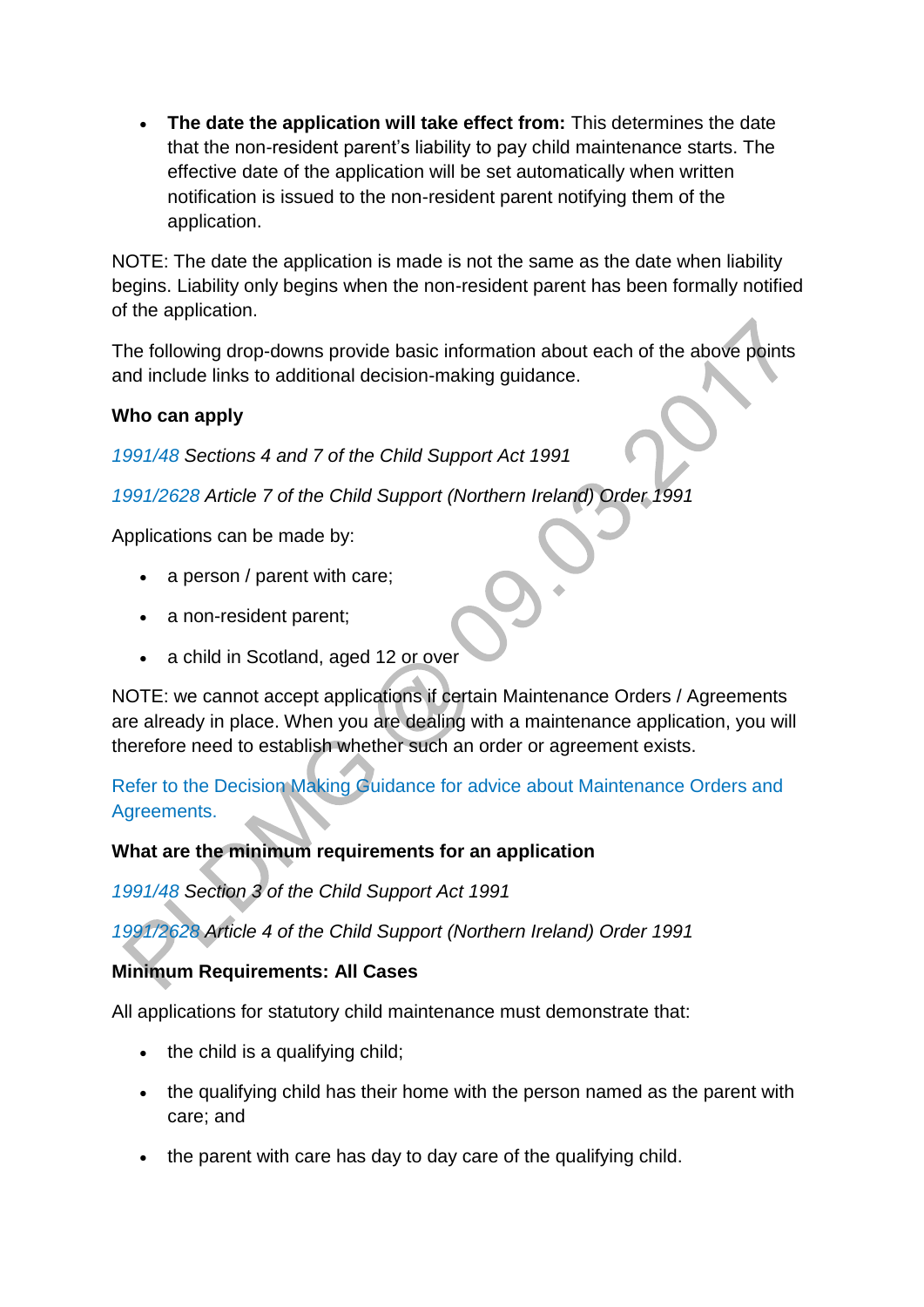- **The date the application will take effect from:** This determines the date that the non-resident parent's liability to pay child maintenance starts. The effective date of the application will be set automatically when written notification is issued to the non-resident parent notifying them of the application.

NOTE: The date the application is made is not the same as the date when liability begins. Liability only begins when the non-resident parent has been formally notified of the application.

The following drop-downs provide basic information about each of the above points and include links to additional decision-making guidance.

**Who can apply**

*1991/48 Sections 4 and 7 of the Child Support Act 1991*

*1991/2628 Article 7 of the Child Support (Northern Ireland) Order 1991*

Applications can be made by:

- a person / parent with care;
- a non-resident parent;
- a child in Scotland, aged 12 or over

NOTE: we cannot accept applications if certain Maintenance Orders / Agreements are already in place. When you are dealing with a maintenance application, you will therefore need to establish whether such an order or agreement exists.

Refer to the Decision Making Guidance for advice about Maintenance Orders and Agreements.

**What are the minimum requirements for an application**

*1991/48 Section 3 of the Child Support Act 1991*

*1991/2628 Article 4 of the Child Support (Northern Ireland) Order 1991*

**Minimum Requirements: All Cases**

All applications for statutory child maintenance must demonstrate that:

- the child is a qualifying child;
- the qualifying child has their home with the person named as the parent with care; and
- the parent with care has day to day care of the qualifying child.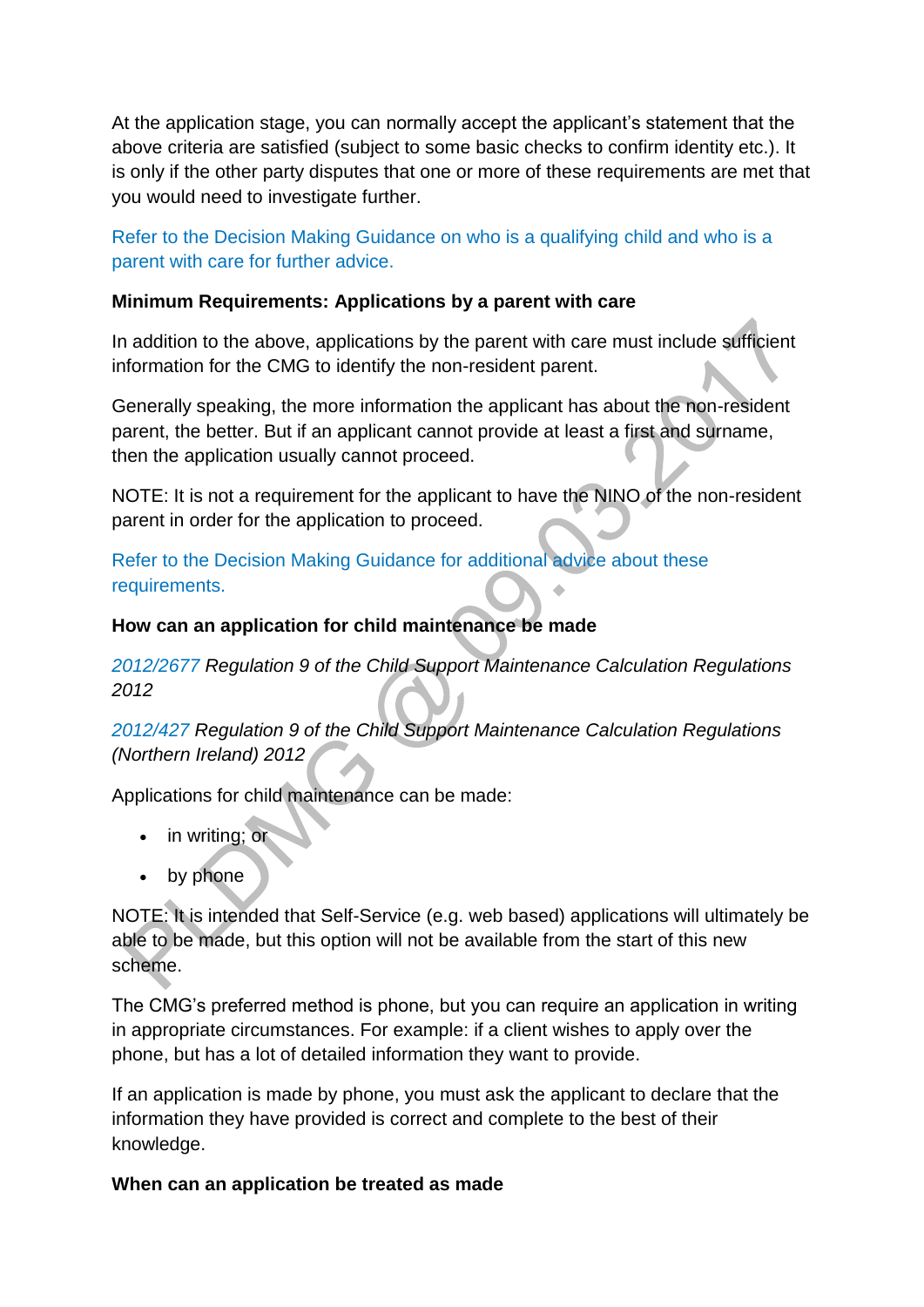At the application stage, you can normally accept the applicant's statement that the above criteria are satisfied (subject to some basic checks to confirm identity etc.). It is only if the other party disputes that one or more of these requirements are met that you would need to investigate further.

Refer to the Decision Making Guidance on who is a qualifying child and who is a parent with care for further advice.

**Minimum Requirements: Applications by a parent with care**

In addition to the above, applications by the parent with care must include sufficient information for the CMG to identify the non-resident parent.

Generally speaking, the more information the applicant has about the non-resident parent, the better. But if an applicant cannot provide at least a first and surname, then the application usually cannot proceed.

NOTE: It is not a requirement for the applicant to have the NINO of the non-resident parent in order for the application to proceed.

Refer to the Decision Making Guidance for additional advice about these requirements.

**How can an application for child maintenance be made**

*2012/2677 Regulation 9 of the Child Support Maintenance Calculation Regulations 2012*

*2012/427 Regulation 9 of the Child Support Maintenance Calculation Regulations (Northern Ireland) 2012*

Applications for child maintenance can be made:

- in writing; or
- by phone

NOTE: It is intended that Self-Service (e.g. web based) applications will ultimately be able to be made, but this option will not be available from the start of this new scheme.

The CMG's preferred method is phone, but you can require an application in writing in appropriate circumstances. For example: if a client wishes to apply over the phone, but has a lot of detailed information they want to provide.

If an application is made by phone, you must ask the applicant to declare that the information they have provided is correct and complete to the best of their knowledge.

**When can an application be treated as made**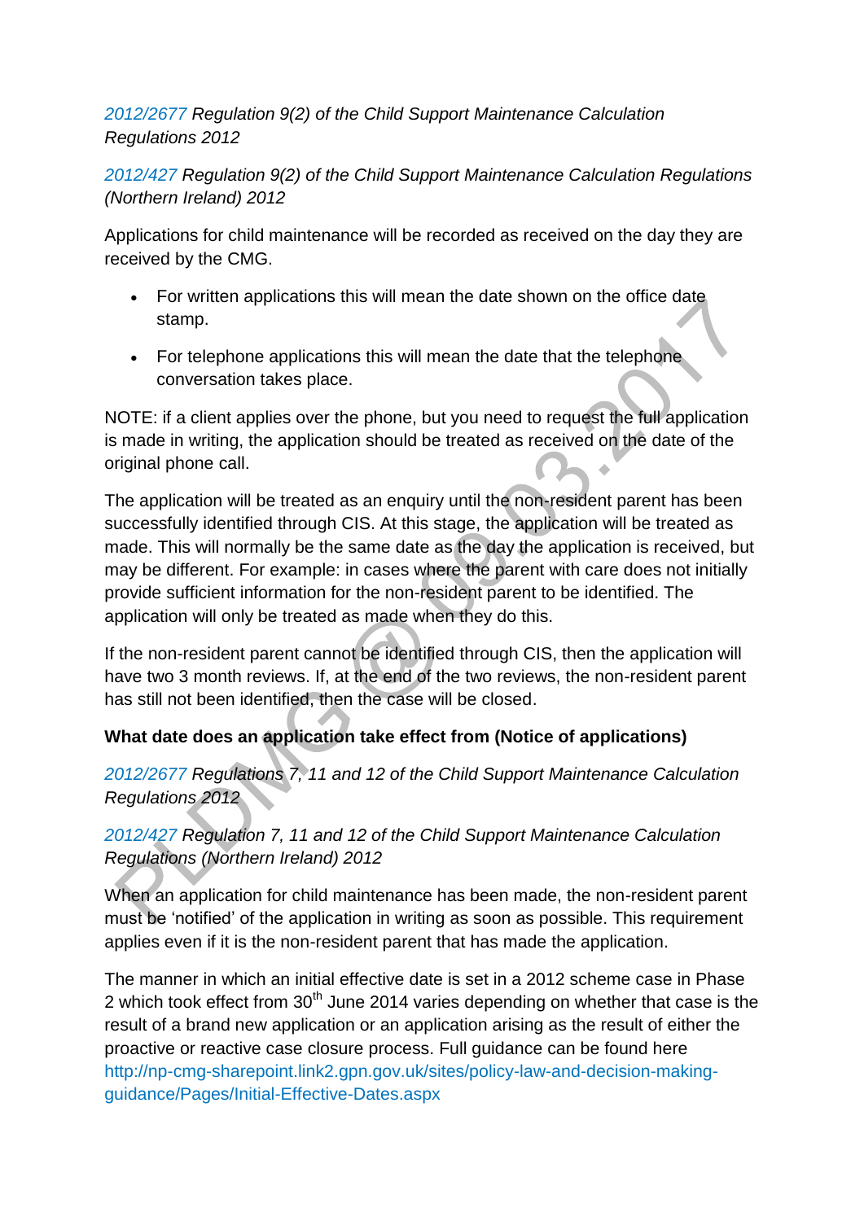*2012/2677 Regulation 9(2) of the Child Support Maintenance Calculation Regulations 2012*

*2012/427 Regulation 9(2) of the Child Support Maintenance Calculation Regulations (Northern Ireland) 2012*

Applications for child maintenance will be recorded as received on the day they are received by the CMG.

- For written applications this will mean the date shown on the office date stamp.
- For telephone applications this will mean the date that the telephone conversation takes place.

NOTE: if a client applies over the phone, but you need to request the full application is made in writing, the application should be treated as received on the date of the original phone call.

The application will be treated as an enquiry until the non-resident parent has been successfully identified through CIS. At this stage, the application will be treated as made. This will normally be the same date as the day the application is received, but may be different. For example: in cases where the parent with care does not initially provide sufficient information for the non-resident parent to be identified. The application will only be treated as made when they do this.

If the non-resident parent cannot be identified through CIS, then the application will have two 3 month reviews. If, at the end of the two reviews, the non-resident parent has still not been identified, then the case will be closed.

**What date does an application take effect from (Notice of applications)**

*2012/2677 Regulations 7, 11 and 12 of the Child Support Maintenance Calculation Regulations 2012*

*2012/427 Regulation 7, 11 and 12 of the Child Support Maintenance Calculation Regulations (Northern Ireland) 2012*

When an application for child maintenance has been made, the non-resident parent must be 'notified' of the application in writing as soon as possible. This requirement applies even if it is the non-resident parent that has made the application.

The manner in which an initial effective date is set in a 2012 scheme case in Phase 2 which took effect from 30th June 2014 varies depending on whether that case is the result of a brand new application or an application arising as the result of either the proactive or reactive case closure process. Full guidance can be found here http://np-cmg-sharepoint.link2.gpn.gov.uk/sites/policy-law-and-decision-making-guidance/Pages/Initial-Effective-Dates.aspx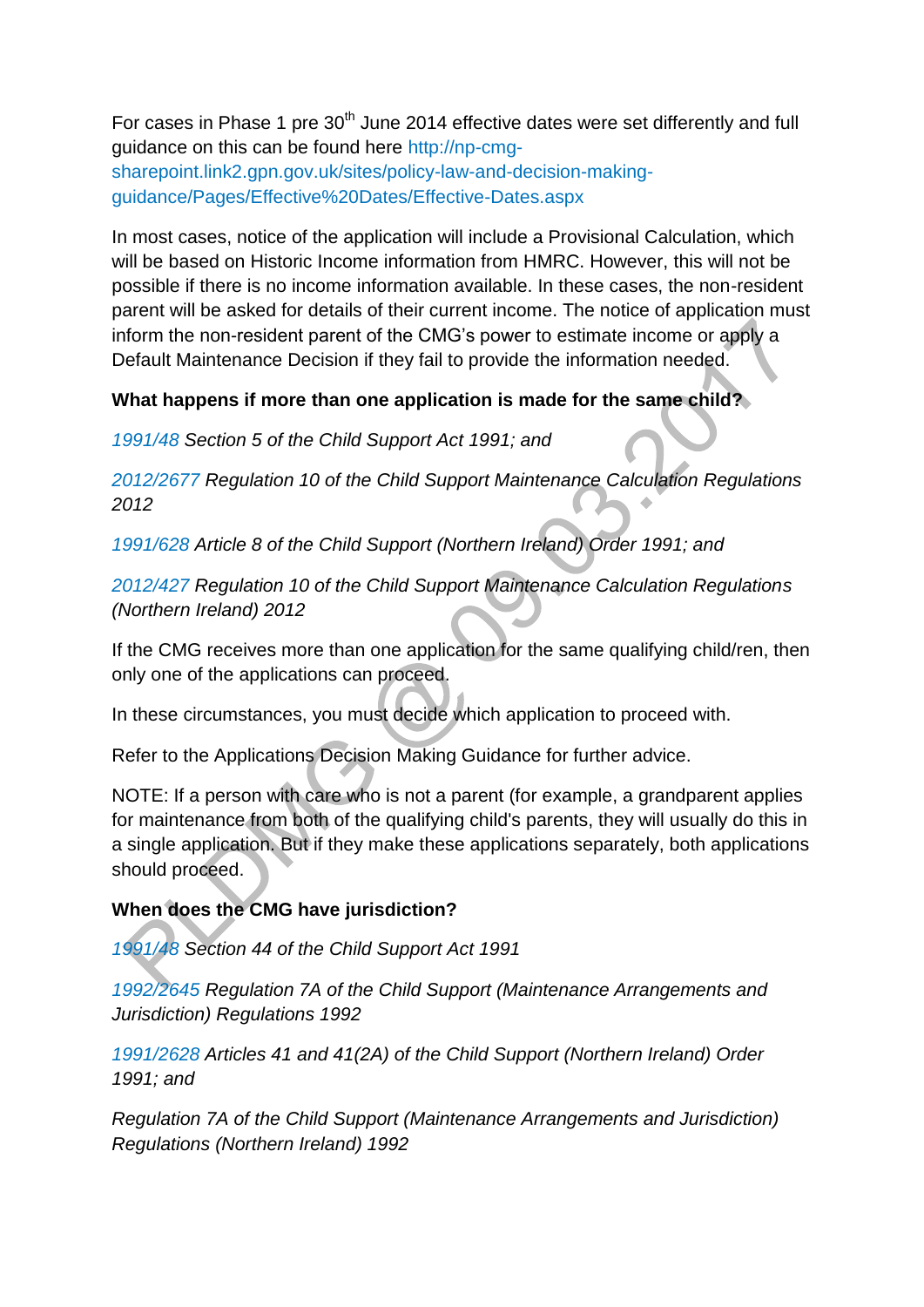For cases in Phase 1 pre 30th June 2014 effective dates were set differently and full guidance on this can be found here http://np-cmg-sharepoint.link2.gpn.gov.uk/sites/policy-law-and-decision-making-guidance/Pages/Effective%20Dates/Effective-Dates.aspx

In most cases, notice of the application will include a Provisional Calculation, which will be based on Historic Income information from HMRC. However, this will not be possible if there is no income information available. In these cases, the non-resident parent will be asked for details of their current income. The notice of application must inform the non-resident parent of the CMG's power to estimate income or apply a Default Maintenance Decision if they fail to provide the information needed.

**What happens if more than one application is made for the same child?**

*1991/48 Section 5 of the Child Support Act 1991; and*

*2012/2677 Regulation 10 of the Child Support Maintenance Calculation Regulations 2012*

*1991/628 Article 8 of the Child Support (Northern Ireland) Order 1991; and*

*2012/427 Regulation 10 of the Child Support Maintenance Calculation Regulations (Northern Ireland) 2012*

If the CMG receives more than one application for the same qualifying child/ren, then only one of the applications can proceed.

In these circumstances, you must decide which application to proceed with.

Refer to the Applications Decision Making Guidance for further advice.

NOTE: If a person with care who is not a parent (for example, a grandparent applies for maintenance from both of the qualifying child's parents, they will usually do this in a single application. But if they make these applications separately, both applications should proceed.

**When does the CMG have jurisdiction?**

*1991/48 Section 44 of the Child Support Act 1991*

*1992/2645 Regulation 7A of the Child Support (Maintenance Arrangements and Jurisdiction) Regulations 1992*

*1991/2628 Articles 41 and 41(2A) of the Child Support (Northern Ireland) Order 1991; and*

*Regulation 7A of the Child Support (Maintenance Arrangements and Jurisdiction) Regulations (Northern Ireland) 1992*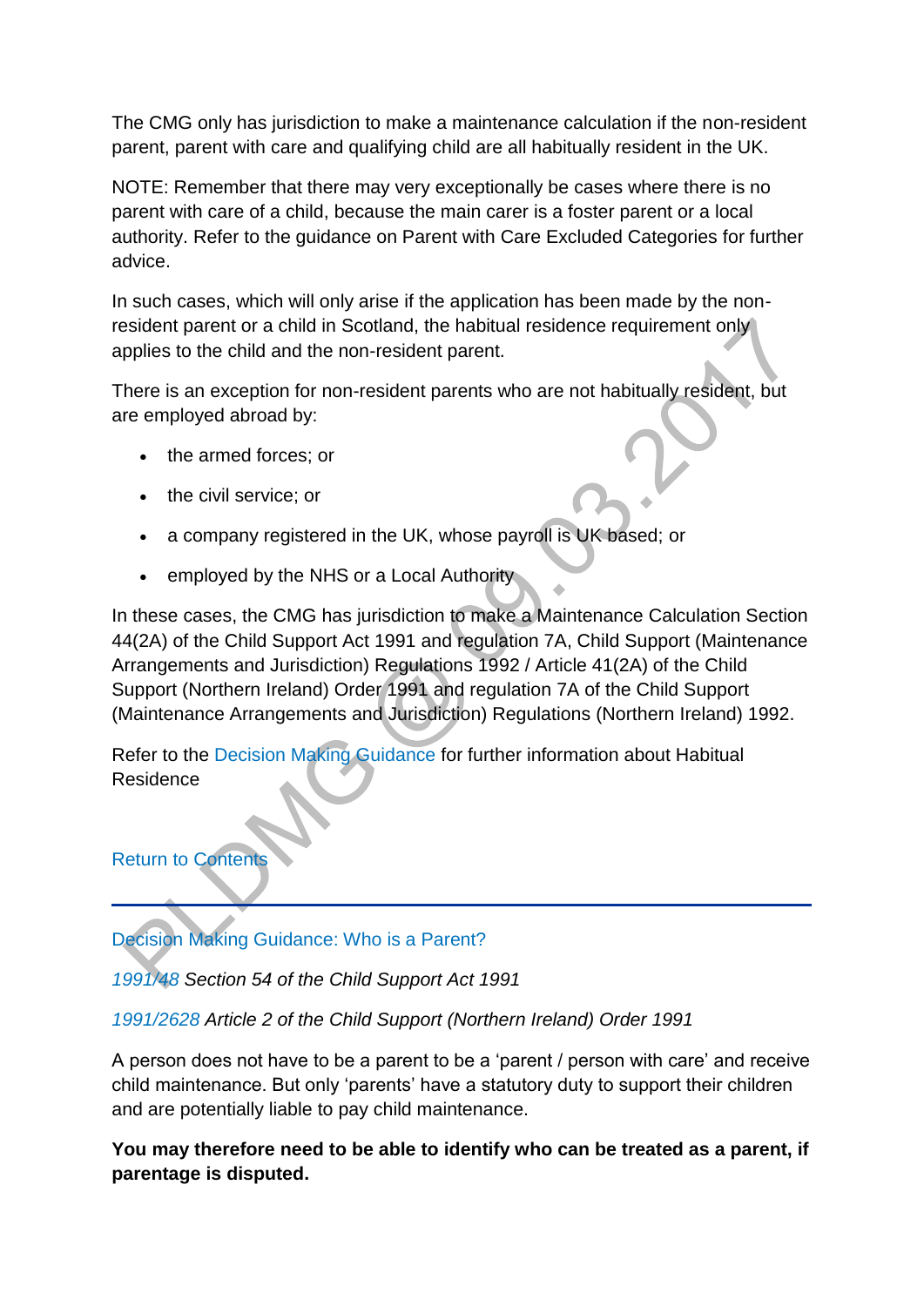The CMG only has jurisdiction to make a maintenance calculation if the non-resident parent, parent with care and qualifying child are all habitually resident in the UK.

NOTE: Remember that there may very exceptionally be cases where there is no parent with care of a child, because the main carer is a foster parent or a local authority. Refer to the guidance on Parent with Care Excluded Categories for further advice.

In such cases, which will only arise if the application has been made by the non-resident parent or a child in Scotland, the habitual residence requirement only applies to the child and the non-resident parent.

There is an exception for non-resident parents who are not habitually resident, but are employed abroad by:

- the armed forces; or
- the civil service; or
- a company registered in the UK, whose payroll is UK based; or
- employed by the NHS or a Local Authority

In these cases, the CMG has jurisdiction to make a Maintenance Calculation Section 44(2A) of the Child Support Act 1991 and regulation 7A, Child Support (Maintenance Arrangements and Jurisdiction) Regulations 1992 / Article 41(2A) of the Child Support (Northern Ireland) Order 1991 and regulation 7A of the Child Support (Maintenance Arrangements and Jurisdiction) Regulations (Northern Ireland) 1992.

Refer to the Decision Making Guidance for further information about Habitual Residence

Return to Contents

---

## Decision Making Guidance: Who is a Parent?

*1991/48 Section 54 of the Child Support Act 1991*

*1991/2628 Article 2 of the Child Support (Northern Ireland) Order 1991*

A person does not have to be a parent to be a 'parent / person with care' and receive child maintenance. But only 'parents' have a statutory duty to support their children and are potentially liable to pay child maintenance.

**You may therefore need to be able to identify who can be treated as a parent, if parentage is disputed.**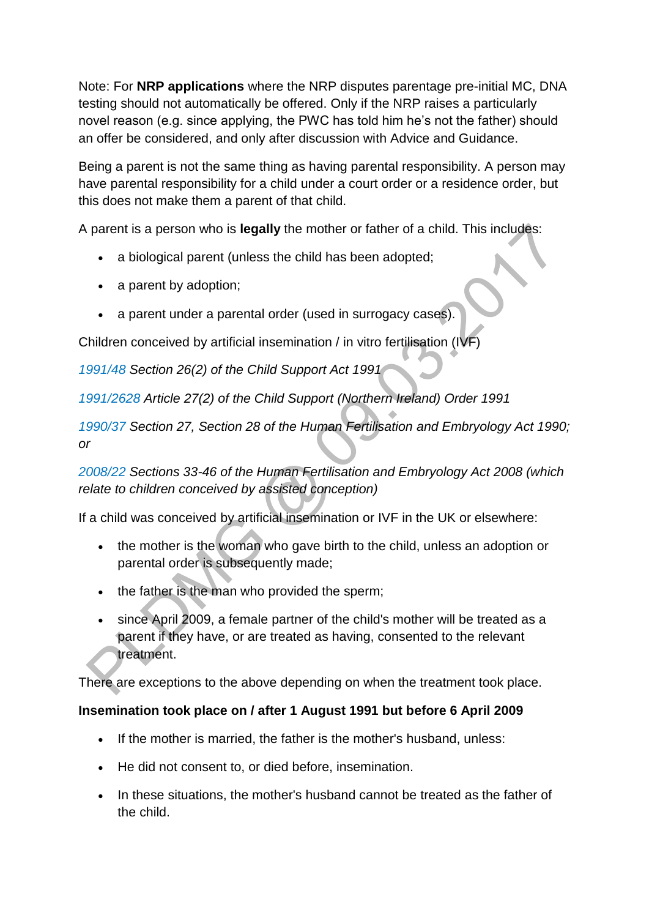Note: For **NRP applications** where the NRP disputes parentage pre-initial MC, DNA testing should not automatically be offered. Only if the NRP raises a particularly novel reason (e.g. since applying, the PWC has told him he's not the father) should an offer be considered, and only after discussion with Advice and Guidance.

Being a parent is not the same thing as having parental responsibility. A person may have parental responsibility for a child under a court order or a residence order, but this does not make them a parent of that child.

A parent is a person who is **legally** the mother or father of a child. This includes:

- a biological parent (unless the child has been adopted;
- a parent by adoption;
- a parent under a parental order (used in surrogacy cases).

Children conceived by artificial insemination / in vitro fertilisation (IVF)

*1991/48 Section 26(2) of the Child Support Act 1991*

*1991/2628 Article 27(2) of the Child Support (Northern Ireland) Order 1991*

*1990/37 Section 27, Section 28 of the Human Fertilisation and Embryology Act 1990; or*

*2008/22 Sections 33-46 of the Human Fertilisation and Embryology Act 2008 (which relate to children conceived by assisted conception)*

If a child was conceived by artificial insemination or IVF in the UK or elsewhere:

- the mother is the woman who gave birth to the child, unless an adoption or parental order is subsequently made;
- the father is the man who provided the sperm;
- since April 2009, a female partner of the child's mother will be treated as a parent if they have, or are treated as having, consented to the relevant treatment.

There are exceptions to the above depending on when the treatment took place.

**Insemination took place on / after 1 August 1991 but before 6 April 2009**

- If the mother is married, the father is the mother's husband, unless:
- He did not consent to, or died before, insemination.
- In these situations, the mother's husband cannot be treated as the father of the child.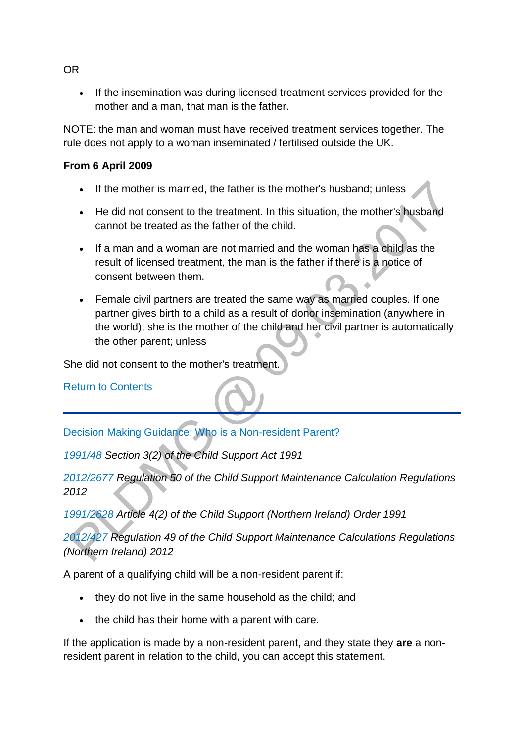OR

- If the insemination was during licensed treatment services provided for the mother and a man, that man is the father.

NOTE: the man and woman must have received treatment services together. The rule does not apply to a woman inseminated / fertilised outside the UK.

**From 6 April 2009**

- If the mother is married, the father is the mother's husband; unless
- He did not consent to the treatment. In this situation, the mother's husband cannot be treated as the father of the child.
- If a man and a woman are not married and the woman has a child as the result of licensed treatment, the man is the father if there is a notice of consent between them.
- Female civil partners are treated the same way as married couples. If one partner gives birth to a child as a result of donor insemination (anywhere in the world), she is the mother of the child and her civil partner is automatically the other parent; unless

She did not consent to the mother's treatment.

Return to Contents

---

Decision Making Guidance: Who is a Non-resident Parent?

*1991/48 Section 3(2) of the Child Support Act 1991*

*2012/2677 Regulation 50 of the Child Support Maintenance Calculation Regulations 2012*

*1991/2628 Article 4(2) of the Child Support (Northern Ireland) Order 1991*

*2012/427 Regulation 49 of the Child Support Maintenance Calculations Regulations (Northern Ireland) 2012*

A parent of a qualifying child will be a non-resident parent if:

- they do not live in the same household as the child; and
- the child has their home with a parent with care.

If the application is made by a non-resident parent, and they state they **are** a non-resident parent in relation to the child, you can accept this statement.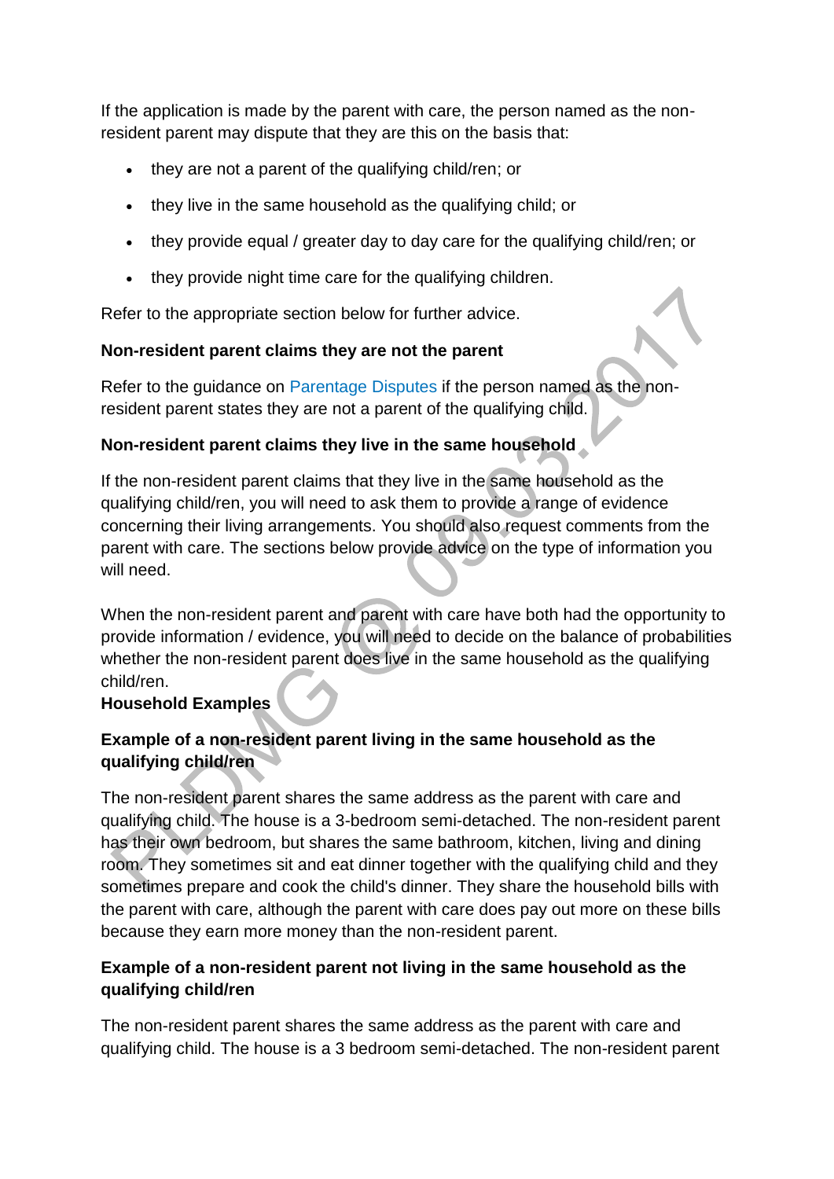If the application is made by the parent with care, the person named as the non-resident parent may dispute that they are this on the basis that:

- they are not a parent of the qualifying child/ren; or
- they live in the same household as the qualifying child; or
- they provide equal / greater day to day care for the qualifying child/ren; or
- they provide night time care for the qualifying children.

Refer to the appropriate section below for further advice.

**Non-resident parent claims they are not the parent**

Refer to the guidance on Parentage Disputes if the person named as the non-resident parent states they are not a parent of the qualifying child.

**Non-resident parent claims they live in the same household**

If the non-resident parent claims that they live in the same household as the qualifying child/ren, you will need to ask them to provide a range of evidence concerning their living arrangements. You should also request comments from the parent with care. The sections below provide advice on the type of information you will need.

When the non-resident parent and parent with care have both had the opportunity to provide information / evidence, you will need to decide on the balance of probabilities whether the non-resident parent does live in the same household as the qualifying child/ren.

**Household Examples**

**Example of a non-resident parent living in the same household as the qualifying child/ren**

The non-resident parent shares the same address as the parent with care and qualifying child. The house is a 3-bedroom semi-detached. The non-resident parent has their own bedroom, but shares the same bathroom, kitchen, living and dining room. They sometimes sit and eat dinner together with the qualifying child and they sometimes prepare and cook the child's dinner. They share the household bills with the parent with care, although the parent with care does pay out more on these bills because they earn more money than the non-resident parent.

**Example of a non-resident parent not living in the same household as the qualifying child/ren**

The non-resident parent shares the same address as the parent with care and qualifying child. The house is a 3 bedroom semi-detached. The non-resident parent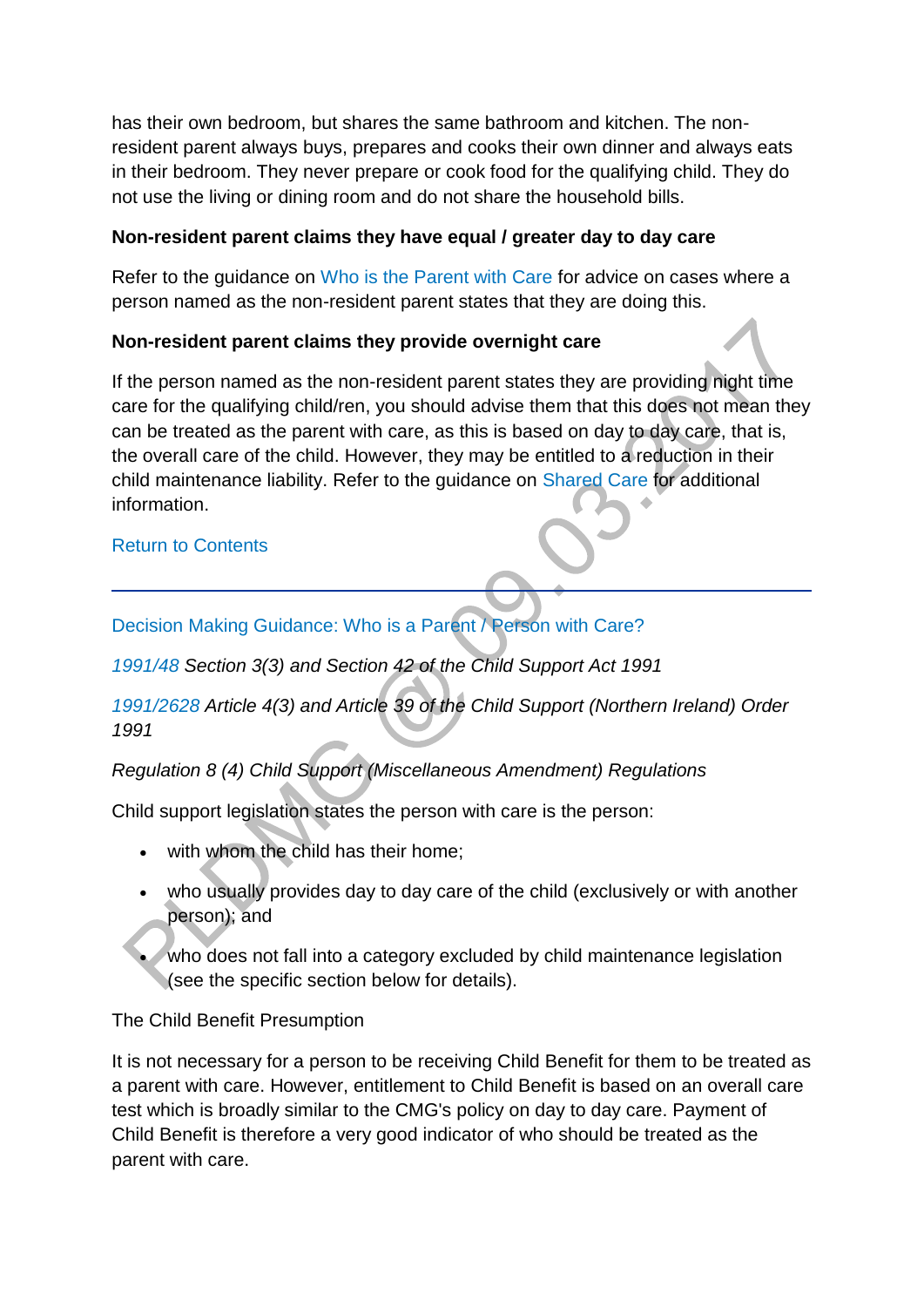has their own bedroom, but shares the same bathroom and kitchen. The non-resident parent always buys, prepares and cooks their own dinner and always eats in their bedroom. They never prepare or cook food for the qualifying child. They do not use the living or dining room and do not share the household bills.

**Non-resident parent claims they have equal / greater day to day care**

Refer to the guidance on Who is the Parent with Care for advice on cases where a person named as the non-resident parent states that they are doing this.

**Non-resident parent claims they provide overnight care**

If the person named as the non-resident parent states they are providing night time care for the qualifying child/ren, you should advise them that this does not mean they can be treated as the parent with care, as this is based on day to day care, that is, the overall care of the child. However, they may be entitled to a reduction in their child maintenance liability. Refer to the guidance on Shared Care for additional information.

Return to Contents

---

Decision Making Guidance: Who is a Parent / Person with Care?

*1991/48 Section 3(3) and Section 42 of the Child Support Act 1991*

*1991/2628 Article 4(3) and Article 39 of the Child Support (Northern Ireland) Order 1991*

*Regulation 8 (4) Child Support (Miscellaneous Amendment) Regulations*

Child support legislation states the person with care is the person:

- with whom the child has their home;
- who usually provides day to day care of the child (exclusively or with another person); and
- who does not fall into a category excluded by child maintenance legislation (see the specific section below for details).

The Child Benefit Presumption

It is not necessary for a person to be receiving Child Benefit for them to be treated as a parent with care. However, entitlement to Child Benefit is based on an overall care test which is broadly similar to the CMG's policy on day to day care. Payment of Child Benefit is therefore a very good indicator of who should be treated as the parent with care.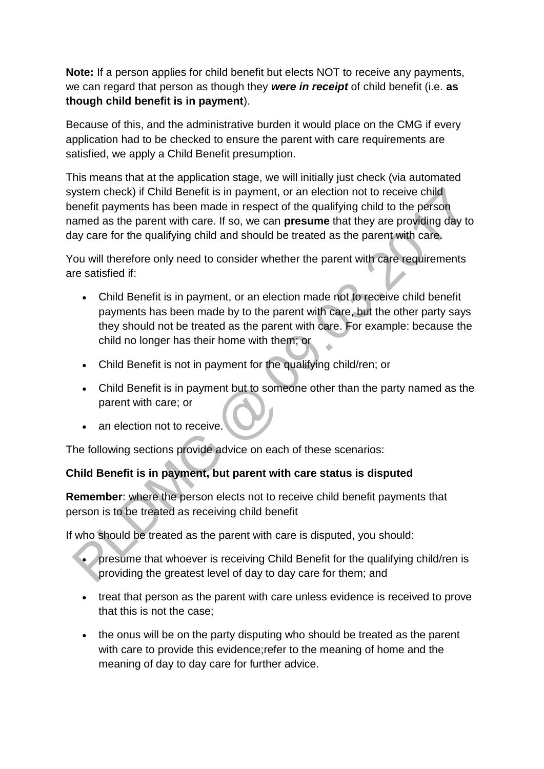**Note:** If a person applies for child benefit but elects NOT to receive any payments, we can regard that person as though they ***were in receipt*** of child benefit (i.e. **as though child benefit is in payment**).

Because of this, and the administrative burden it would place on the CMG if every application had to be checked to ensure the parent with care requirements are satisfied, we apply a Child Benefit presumption.

This means that at the application stage, we will initially just check (via automated system check) if Child Benefit is in payment, or an election not to receive child benefit payments has been made in respect of the qualifying child to the person named as the parent with care. If so, we can **presume** that they are providing day to day care for the qualifying child and should be treated as the parent with care.

You will therefore only need to consider whether the parent with care requirements are satisfied if:

- Child Benefit is in payment, or an election made not to receive child benefit payments has been made by to the parent with care, but the other party says they should not be treated as the parent with care. For example: because the child no longer has their home with them; or
- Child Benefit is not in payment for the qualifying child/ren; or
- Child Benefit is in payment but to someone other than the party named as the parent with care; or
- an election not to receive.

The following sections provide advice on each of these scenarios:

**Child Benefit is in payment, but parent with care status is disputed**

**Remember**: where the person elects not to receive child benefit payments that person is to be treated as receiving child benefit

If who should be treated as the parent with care is disputed, you should:

- presume that whoever is receiving Child Benefit for the qualifying child/ren is providing the greatest level of day to day care for them; and
- treat that person as the parent with care unless evidence is received to prove that this is not the case;
- the onus will be on the party disputing who should be treated as the parent with care to provide this evidence;refer to the meaning of home and the meaning of day to day care for further advice.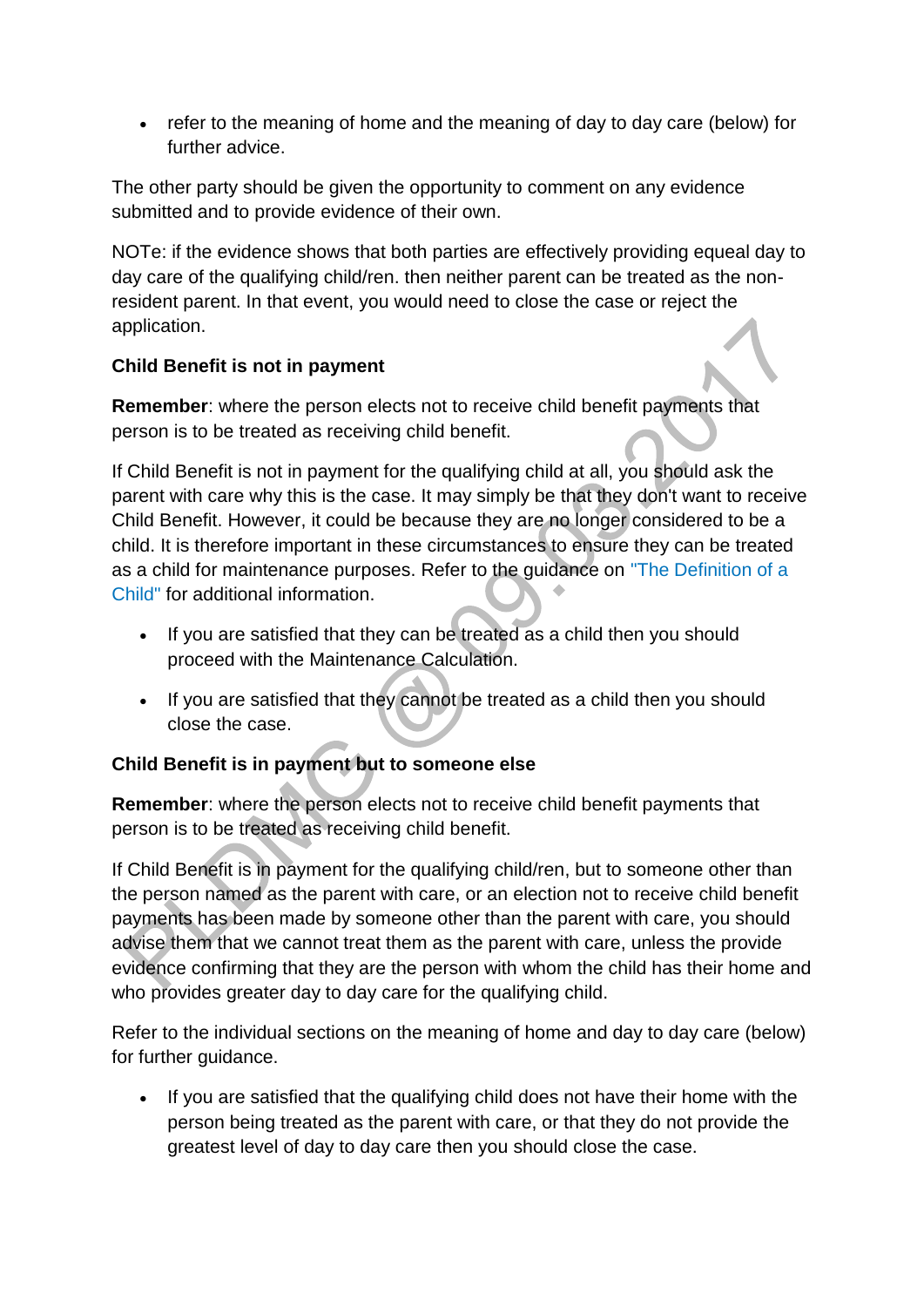- refer to the meaning of home and the meaning of day to day care (below) for further advice.

The other party should be given the opportunity to comment on any evidence submitted and to provide evidence of their own.

NOTe: if the evidence shows that both parties are effectively providing equeal day to day care of the qualifying child/ren. then neither parent can be treated as the non-resident parent. In that event, you would need to close the case or reject the application.

**Child Benefit is not in payment**

**Remember**: where the person elects not to receive child benefit payments that person is to be treated as receiving child benefit.

If Child Benefit is not in payment for the qualifying child at all, you should ask the parent with care why this is the case. It may simply be that they don't want to receive Child Benefit. However, it could be because they are no longer considered to be a child. It is therefore important in these circumstances to ensure they can be treated as a child for maintenance purposes. Refer to the guidance on "The Definition of a Child" for additional information.

- If you are satisfied that they can be treated as a child then you should proceed with the Maintenance Calculation.
- If you are satisfied that they cannot be treated as a child then you should close the case.

**Child Benefit is in payment but to someone else**

**Remember**: where the person elects not to receive child benefit payments that person is to be treated as receiving child benefit.

If Child Benefit is in payment for the qualifying child/ren, but to someone other than the person named as the parent with care, or an election not to receive child benefit payments has been made by someone other than the parent with care, you should advise them that we cannot treat them as the parent with care, unless the provide evidence confirming that they are the person with whom the child has their home and who provides greater day to day care for the qualifying child.

Refer to the individual sections on the meaning of home and day to day care (below) for further guidance.

- If you are satisfied that the qualifying child does not have their home with the person being treated as the parent with care, or that they do not provide the greatest level of day to day care then you should close the case.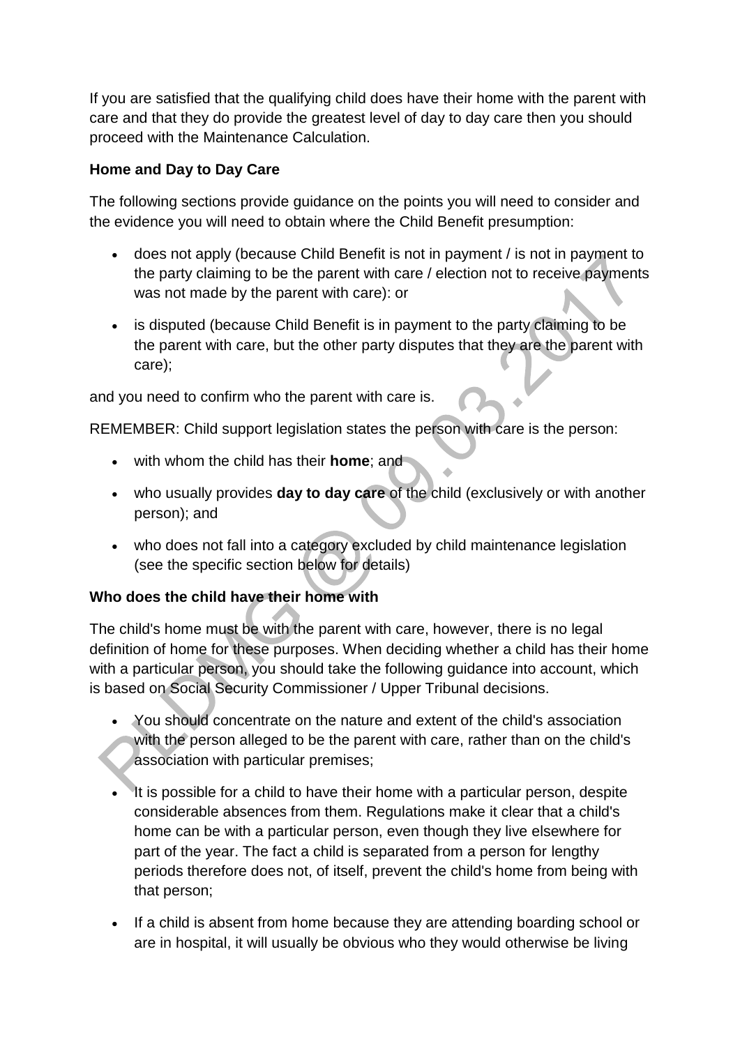If you are satisfied that the qualifying child does have their home with the parent with care and that they do provide the greatest level of day to day care then you should proceed with the Maintenance Calculation.

**Home and Day to Day Care**

The following sections provide guidance on the points you will need to consider and the evidence you will need to obtain where the Child Benefit presumption:

- does not apply (because Child Benefit is not in payment / is not in payment to the party claiming to be the parent with care / election not to receive payments was not made by the parent with care): or
- is disputed (because Child Benefit is in payment to the party claiming to be the parent with care, but the other party disputes that they are the parent with care);

and you need to confirm who the parent with care is.

REMEMBER: Child support legislation states the person with care is the person:

- with whom the child has their **home**; and
- who usually provides **day to day care** of the child (exclusively or with another person); and
- who does not fall into a category excluded by child maintenance legislation (see the specific section below for details)

**Who does the child have their home with**

The child's home must be with the parent with care, however, there is no legal definition of home for these purposes. When deciding whether a child has their home with a particular person, you should take the following guidance into account, which is based on Social Security Commissioner / Upper Tribunal decisions.

- You should concentrate on the nature and extent of the child's association with the person alleged to be the parent with care, rather than on the child's association with particular premises;
- It is possible for a child to have their home with a particular person, despite considerable absences from them. Regulations make it clear that a child's home can be with a particular person, even though they live elsewhere for part of the year. The fact a child is separated from a person for lengthy periods therefore does not, of itself, prevent the child's home from being with that person;
- If a child is absent from home because they are attending boarding school or are in hospital, it will usually be obvious who they would otherwise be living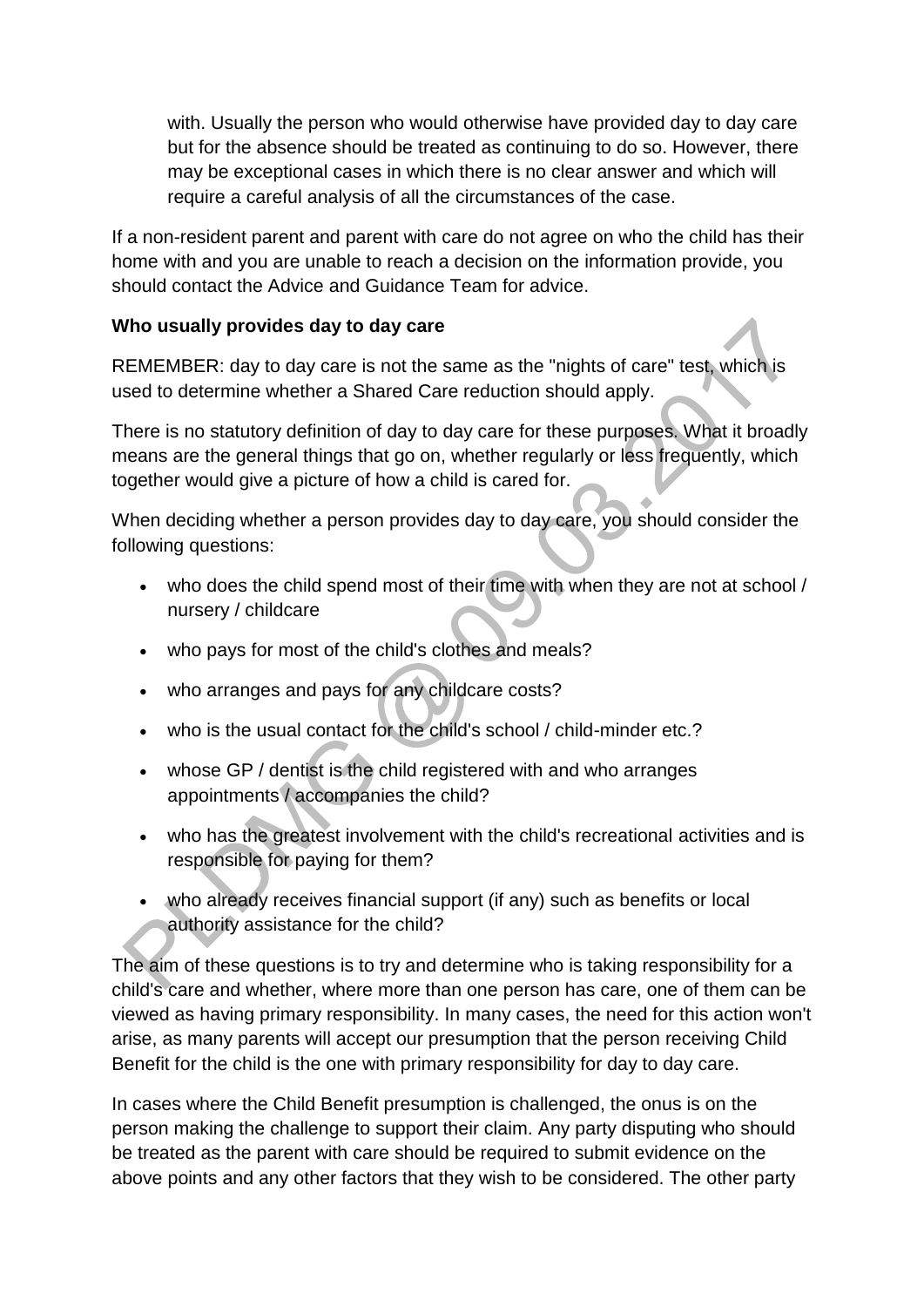with. Usually the person who would otherwise have provided day to day care but for the absence should be treated as continuing to do so. However, there may be exceptional cases in which there is no clear answer and which will require a careful analysis of all the circumstances of the case.

If a non-resident parent and parent with care do not agree on who the child has their home with and you are unable to reach a decision on the information provide, you should contact the Advice and Guidance Team for advice.

**Who usually provides day to day care**

REMEMBER: day to day care is not the same as the "nights of care" test, which is used to determine whether a Shared Care reduction should apply.

There is no statutory definition of day to day care for these purposes. What it broadly means are the general things that go on, whether regularly or less frequently, which together would give a picture of how a child is cared for.

When deciding whether a person provides day to day care, you should consider the following questions:

- who does the child spend most of their time with when they are not at school / nursery / childcare
- who pays for most of the child's clothes and meals?
- who arranges and pays for any childcare costs?
- who is the usual contact for the child's school / child-minder etc.?
- whose GP / dentist is the child registered with and who arranges appointments / accompanies the child?
- who has the greatest involvement with the child's recreational activities and is responsible for paying for them?
- who already receives financial support (if any) such as benefits or local authority assistance for the child?

The aim of these questions is to try and determine who is taking responsibility for a child's care and whether, where more than one person has care, one of them can be viewed as having primary responsibility. In many cases, the need for this action won't arise, as many parents will accept our presumption that the person receiving Child Benefit for the child is the one with primary responsibility for day to day care.

In cases where the Child Benefit presumption is challenged, the onus is on the person making the challenge to support their claim. Any party disputing who should be treated as the parent with care should be required to submit evidence on the above points and any other factors that they wish to be considered. The other party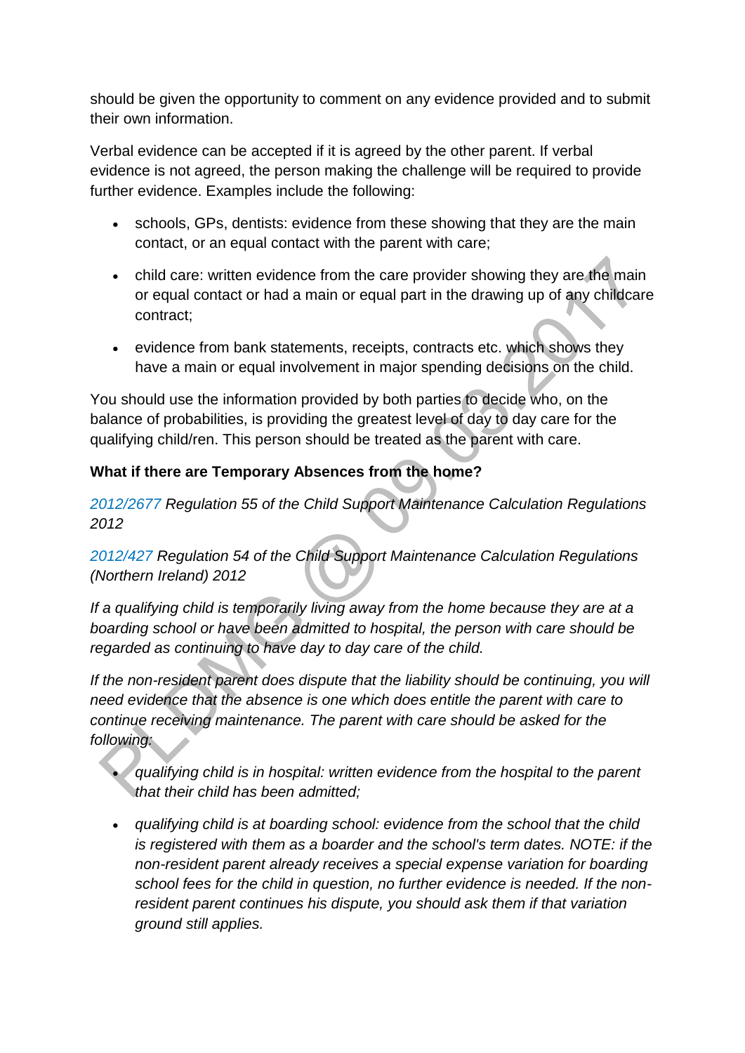should be given the opportunity to comment on any evidence provided and to submit their own information.

Verbal evidence can be accepted if it is agreed by the other parent. If verbal evidence is not agreed, the person making the challenge will be required to provide further evidence. Examples include the following:

- schools, GPs, dentists: evidence from these showing that they are the main contact, or an equal contact with the parent with care;
- child care: written evidence from the care provider showing they are the main or equal contact or had a main or equal part in the drawing up of any childcare contract;
- evidence from bank statements, receipts, contracts etc. which shows they have a main or equal involvement in major spending decisions on the child.

You should use the information provided by both parties to decide who, on the balance of probabilities, is providing the greatest level of day to day care for the qualifying child/ren. This person should be treated as the parent with care.

**What if there are Temporary Absences from the home?**

*2012/2677 Regulation 55 of the Child Support Maintenance Calculation Regulations 2012*

*2012/427 Regulation 54 of the Child Support Maintenance Calculation Regulations (Northern Ireland) 2012*

*If a qualifying child is temporarily living away from the home because they are at a boarding school or have been admitted to hospital, the person with care should be regarded as continuing to have day to day care of the child.*

*If the non-resident parent does dispute that the liability should be continuing, you will need evidence that the absence is one which does entitle the parent with care to continue receiving maintenance. The parent with care should be asked for the following:*

- *qualifying child is in hospital: written evidence from the hospital to the parent that their child has been admitted;*
- *qualifying child is at boarding school: evidence from the school that the child is registered with them as a boarder and the school's term dates. NOTE: if the non-resident parent already receives a special expense variation for boarding school fees for the child in question, no further evidence is needed. If the non-resident parent continues his dispute, you should ask them if that variation ground still applies.*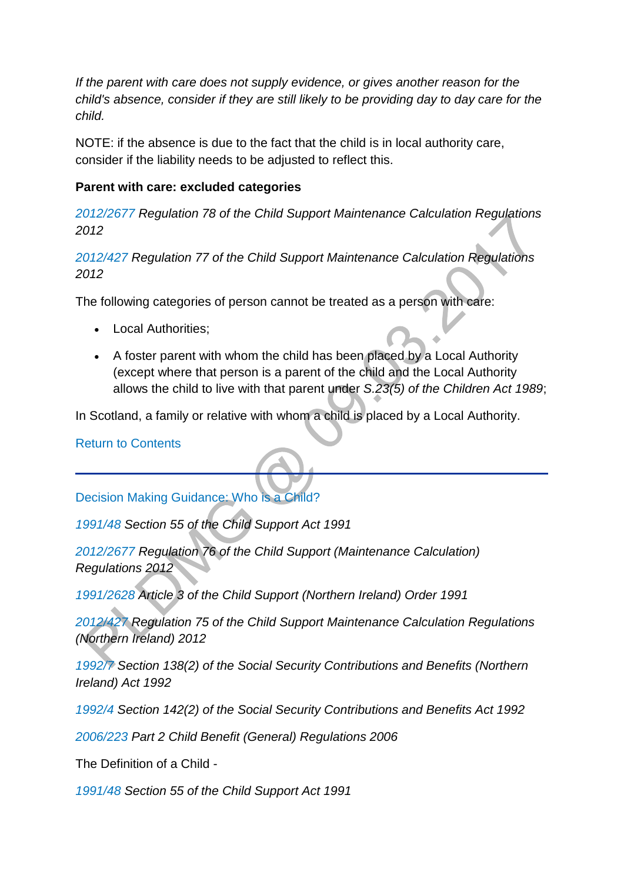*If the parent with care does not supply evidence, or gives another reason for the child's absence, consider if they are still likely to be providing day to day care for the child.*

NOTE: if the absence is due to the fact that the child is in local authority care, consider if the liability needs to be adjusted to reflect this.

**Parent with care: excluded categories**

*2012/2677 Regulation 78 of the Child Support Maintenance Calculation Regulations 2012*

*2012/427 Regulation 77 of the Child Support Maintenance Calculation Regulations 2012*

The following categories of person cannot be treated as a person with care:

- Local Authorities;
- A foster parent with whom the child has been placed by a Local Authority (except where that person is a parent of the child and the Local Authority allows the child to live with that parent under *S.23(5) of the Children Act 1989*;

In Scotland, a family or relative with whom a child is placed by a Local Authority.

Return to Contents

---

Decision Making Guidance: Who is a Child?

*1991/48 Section 55 of the Child Support Act 1991*

*2012/2677 Regulation 76 of the Child Support (Maintenance Calculation) Regulations 2012*

*1991/2628 Article 3 of the Child Support (Northern Ireland) Order 1991*

*2012/427 Regulation 75 of the Child Support Maintenance Calculation Regulations (Northern Ireland) 2012*

*1992/7 Section 138(2) of the Social Security Contributions and Benefits (Northern Ireland) Act 1992*

*1992/4 Section 142(2) of the Social Security Contributions and Benefits Act 1992*

*2006/223 Part 2 Child Benefit (General) Regulations 2006*

The Definition of a Child -

*1991/48 Section 55 of the Child Support Act 1991*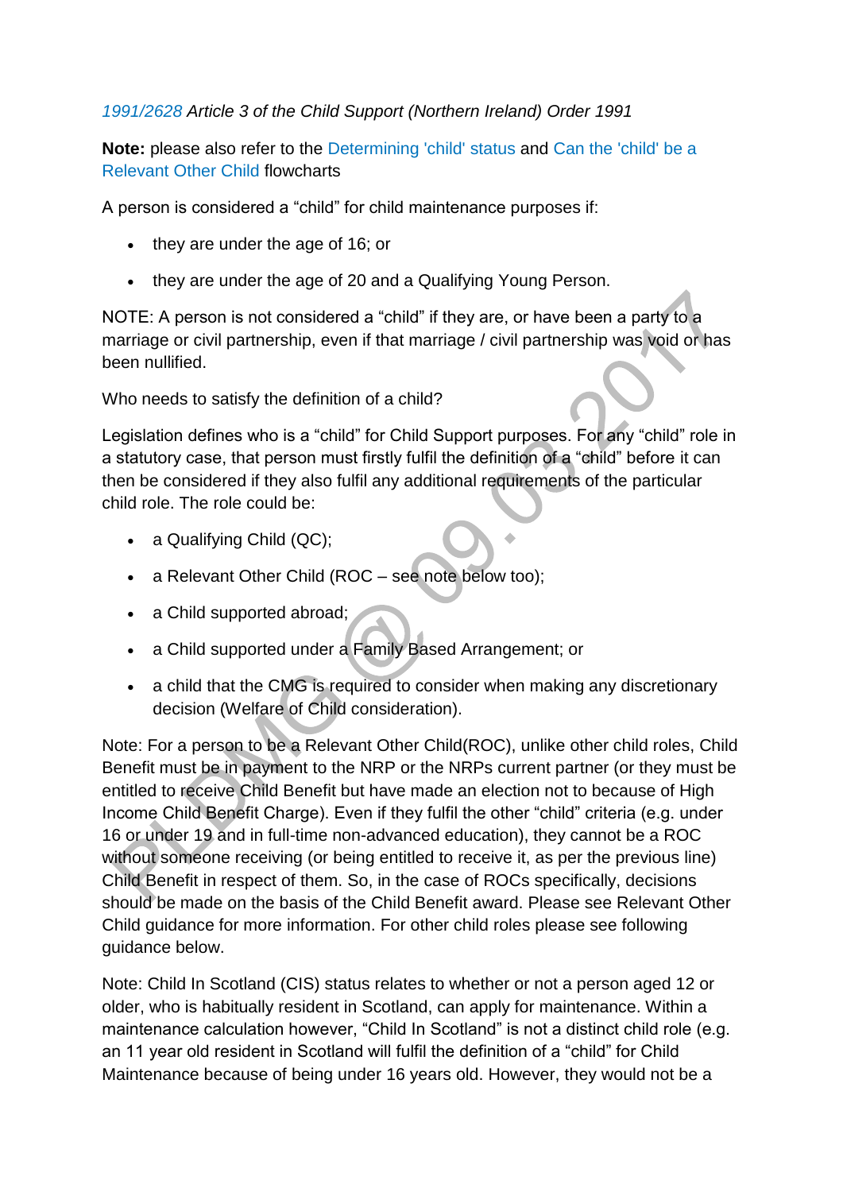*1991/2628 Article 3 of the Child Support (Northern Ireland) Order 1991*

**Note:** please also refer to the Determining 'child' status and Can the 'child' be a Relevant Other Child flowcharts

A person is considered a "child" for child maintenance purposes if:

- they are under the age of 16; or
- they are under the age of 20 and a Qualifying Young Person.

NOTE: A person is not considered a "child" if they are, or have been a party to a marriage or civil partnership, even if that marriage / civil partnership was void or has been nullified.

Who needs to satisfy the definition of a child?

Legislation defines who is a "child" for Child Support purposes. For any "child" role in a statutory case, that person must firstly fulfil the definition of a "child" before it can then be considered if they also fulfil any additional requirements of the particular child role. The role could be:

- a Qualifying Child (QC);
- a Relevant Other Child (ROC – see note below too);
- a Child supported abroad;
- a Child supported under a Family Based Arrangement; or
- a child that the CMG is required to consider when making any discretionary decision (Welfare of Child consideration).

Note: For a person to be a Relevant Other Child(ROC), unlike other child roles, Child Benefit must be in payment to the NRP or the NRPs current partner (or they must be entitled to receive Child Benefit but have made an election not to because of High Income Child Benefit Charge). Even if they fulfil the other "child" criteria (e.g. under 16 or under 19 and in full-time non-advanced education), they cannot be a ROC without someone receiving (or being entitled to receive it, as per the previous line) Child Benefit in respect of them. So, in the case of ROCs specifically, decisions should be made on the basis of the Child Benefit award. Please see Relevant Other Child guidance for more information. For other child roles please see following guidance below.

Note: Child In Scotland (CIS) status relates to whether or not a person aged 12 or older, who is habitually resident in Scotland, can apply for maintenance. Within a maintenance calculation however, "Child In Scotland" is not a distinct child role (e.g. an 11 year old resident in Scotland will fulfil the definition of a "child" for Child Maintenance because of being under 16 years old. However, they would not be a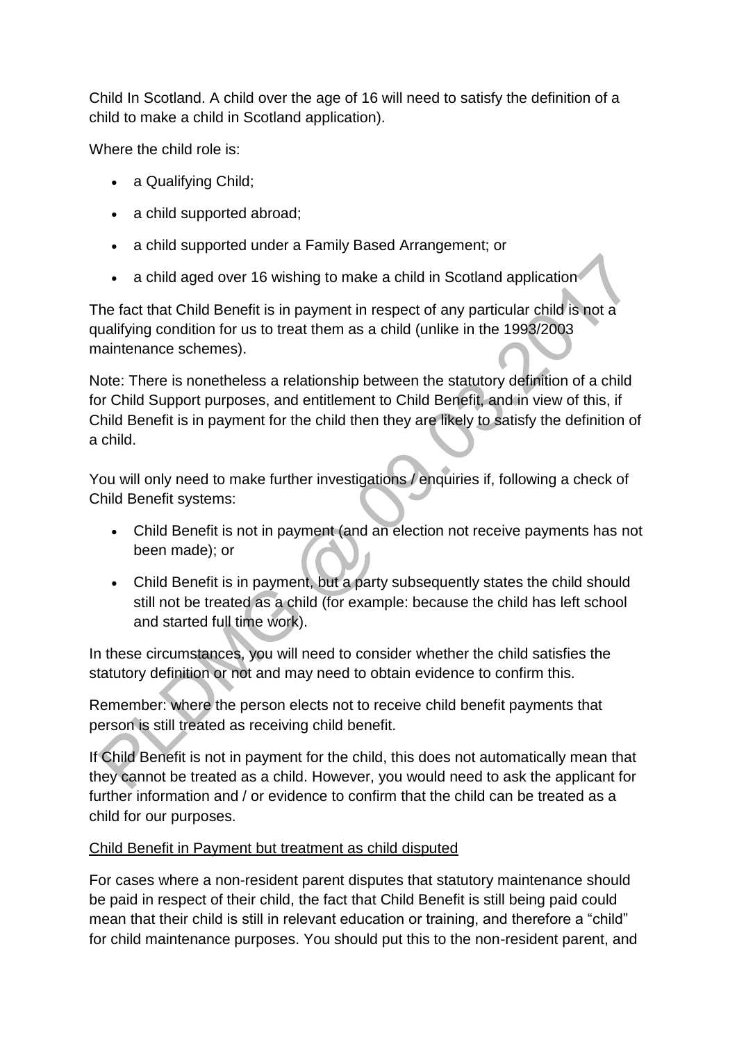Child In Scotland. A child over the age of 16 will need to satisfy the definition of a child to make a child in Scotland application).

Where the child role is:

- a Qualifying Child;
- a child supported abroad;
- a child supported under a Family Based Arrangement; or
- a child aged over 16 wishing to make a child in Scotland application

The fact that Child Benefit is in payment in respect of any particular child is not a qualifying condition for us to treat them as a child (unlike in the 1993/2003 maintenance schemes).

Note: There is nonetheless a relationship between the statutory definition of a child for Child Support purposes, and entitlement to Child Benefit, and in view of this, if Child Benefit is in payment for the child then they are likely to satisfy the definition of a child.

You will only need to make further investigations / enquiries if, following a check of Child Benefit systems:

- Child Benefit is not in payment (and an election not receive payments has not been made); or
- Child Benefit is in payment, but a party subsequently states the child should still not be treated as a child (for example: because the child has left school and started full time work).

In these circumstances, you will need to consider whether the child satisfies the statutory definition or not and may need to obtain evidence to confirm this.

Remember: where the person elects not to receive child benefit payments that person is still treated as receiving child benefit.

If Child Benefit is not in payment for the child, this does not automatically mean that they cannot be treated as a child. However, you would need to ask the applicant for further information and / or evidence to confirm that the child can be treated as a child for our purposes.

<u>Child Benefit in Payment but treatment as child disputed</u>

For cases where a non-resident parent disputes that statutory maintenance should be paid in respect of their child, the fact that Child Benefit is still being paid could mean that their child is still in relevant education or training, and therefore a "child" for child maintenance purposes. You should put this to the non-resident parent, and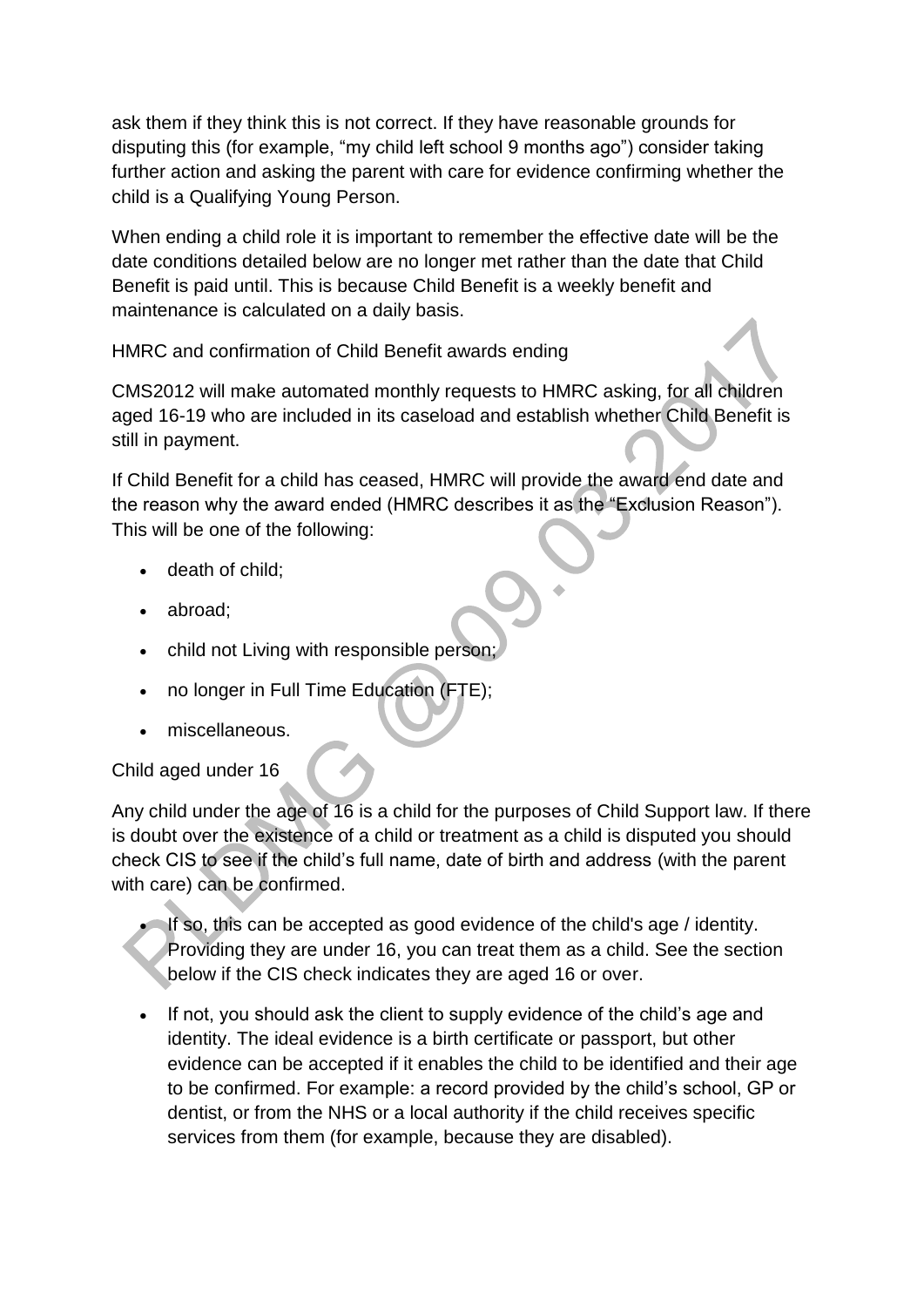ask them if they think this is not correct. If they have reasonable grounds for disputing this (for example, “my child left school 9 months ago”) consider taking further action and asking the parent with care for evidence confirming whether the child is a Qualifying Young Person.

When ending a child role it is important to remember the effective date will be the date conditions detailed below are no longer met rather than the date that Child Benefit is paid until. This is because Child Benefit is a weekly benefit and maintenance is calculated on a daily basis.

HMRC and confirmation of Child Benefit awards ending

CMS2012 will make automated monthly requests to HMRC asking, for all children aged 16-19 who are included in its caseload and establish whether Child Benefit is still in payment.

If Child Benefit for a child has ceased, HMRC will provide the award end date and the reason why the award ended (HMRC describes it as the “Exclusion Reason”). This will be one of the following:

- death of child;
- abroad;
- child not Living with responsible person;
- no longer in Full Time Education (FTE);
- miscellaneous.

Child aged under 16

Any child under the age of 16 is a child for the purposes of Child Support law. If there is doubt over the existence of a child or treatment as a child is disputed you should check CIS to see if the child’s full name, date of birth and address (with the parent with care) can be confirmed.

- If so, this can be accepted as good evidence of the child's age / identity. Providing they are under 16, you can treat them as a child. See the section below if the CIS check indicates they are aged 16 or over.
- If not, you should ask the client to supply evidence of the child’s age and identity. The ideal evidence is a birth certificate or passport, but other evidence can be accepted if it enables the child to be identified and their age to be confirmed. For example: a record provided by the child’s school, GP or dentist, or from the NHS or a local authority if the child receives specific services from them (for example, because they are disabled).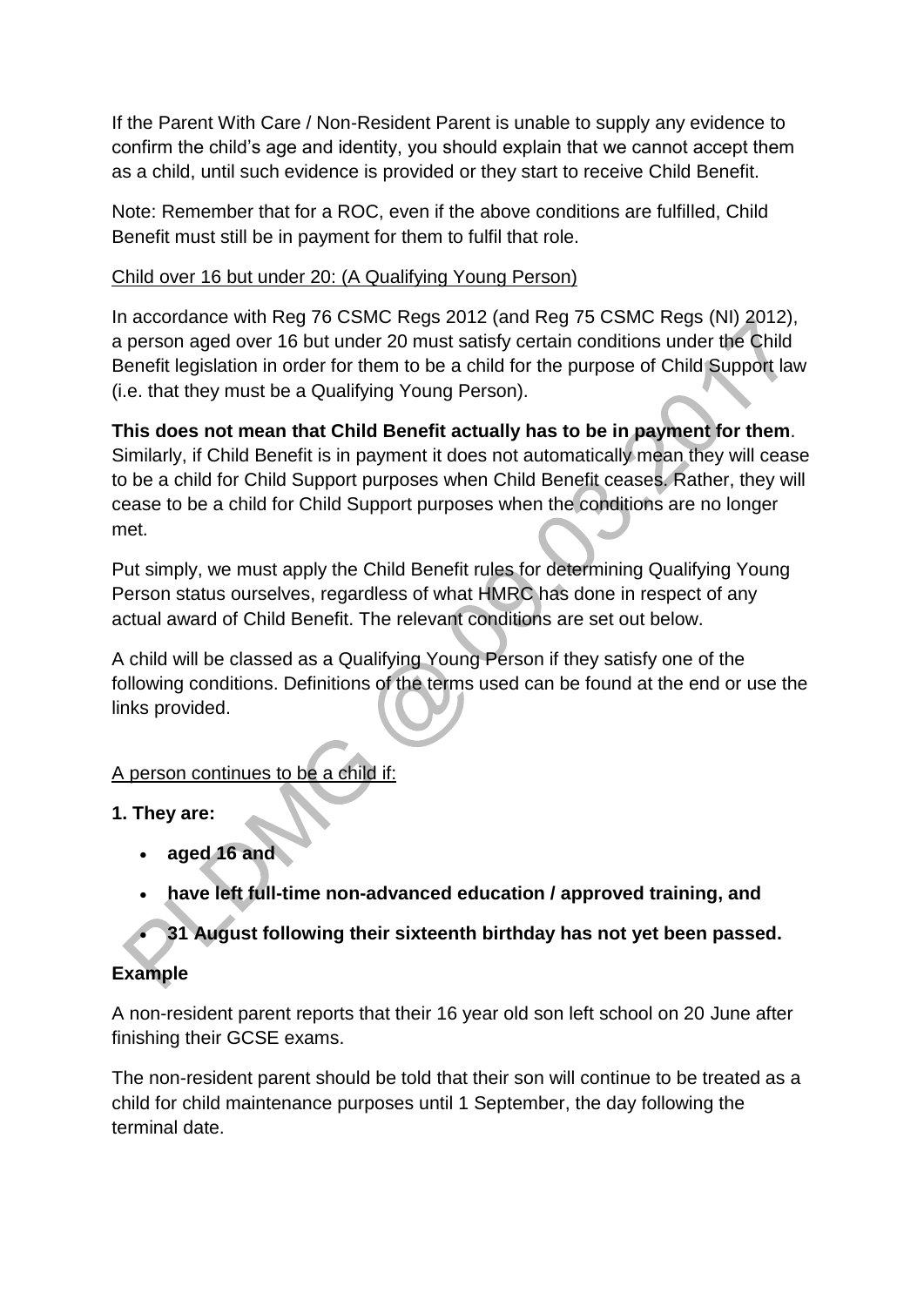If the Parent With Care / Non-Resident Parent is unable to supply any evidence to confirm the child's age and identity, you should explain that we cannot accept them as a child, until such evidence is provided or they start to receive Child Benefit.

Note: Remember that for a ROC, even if the above conditions are fulfilled, Child Benefit must still be in payment for them to fulfil that role.

Child over 16 but under 20: (A Qualifying Young Person)

In accordance with Reg 76 CSMC Regs 2012 (and Reg 75 CSMC Regs (NI) 2012), a person aged over 16 but under 20 must satisfy certain conditions under the Child Benefit legislation in order for them to be a child for the purpose of Child Support law (i.e. that they must be a Qualifying Young Person).

**This does not mean that Child Benefit actually has to be in payment for them**. Similarly, if Child Benefit is in payment it does not automatically mean they will cease to be a child for Child Support purposes when Child Benefit ceases. Rather, they will cease to be a child for Child Support purposes when the conditions are no longer met.

Put simply, we must apply the Child Benefit rules for determining Qualifying Young Person status ourselves, regardless of what HMRC has done in respect of any actual award of Child Benefit. The relevant conditions are set out below.

A child will be classed as a Qualifying Young Person if they satisfy one of the following conditions. Definitions of the terms used can be found at the end or use the links provided.

A person continues to be a child if:

**1. They are:**

- **aged 16 and**
- **have left full-time non-advanced education / approved training, and**
- **31 August following their sixteenth birthday has not yet been passed.**

**Example**

A non-resident parent reports that their 16 year old son left school on 20 June after finishing their GCSE exams.

The non-resident parent should be told that their son will continue to be treated as a child for child maintenance purposes until 1 September, the day following the terminal date.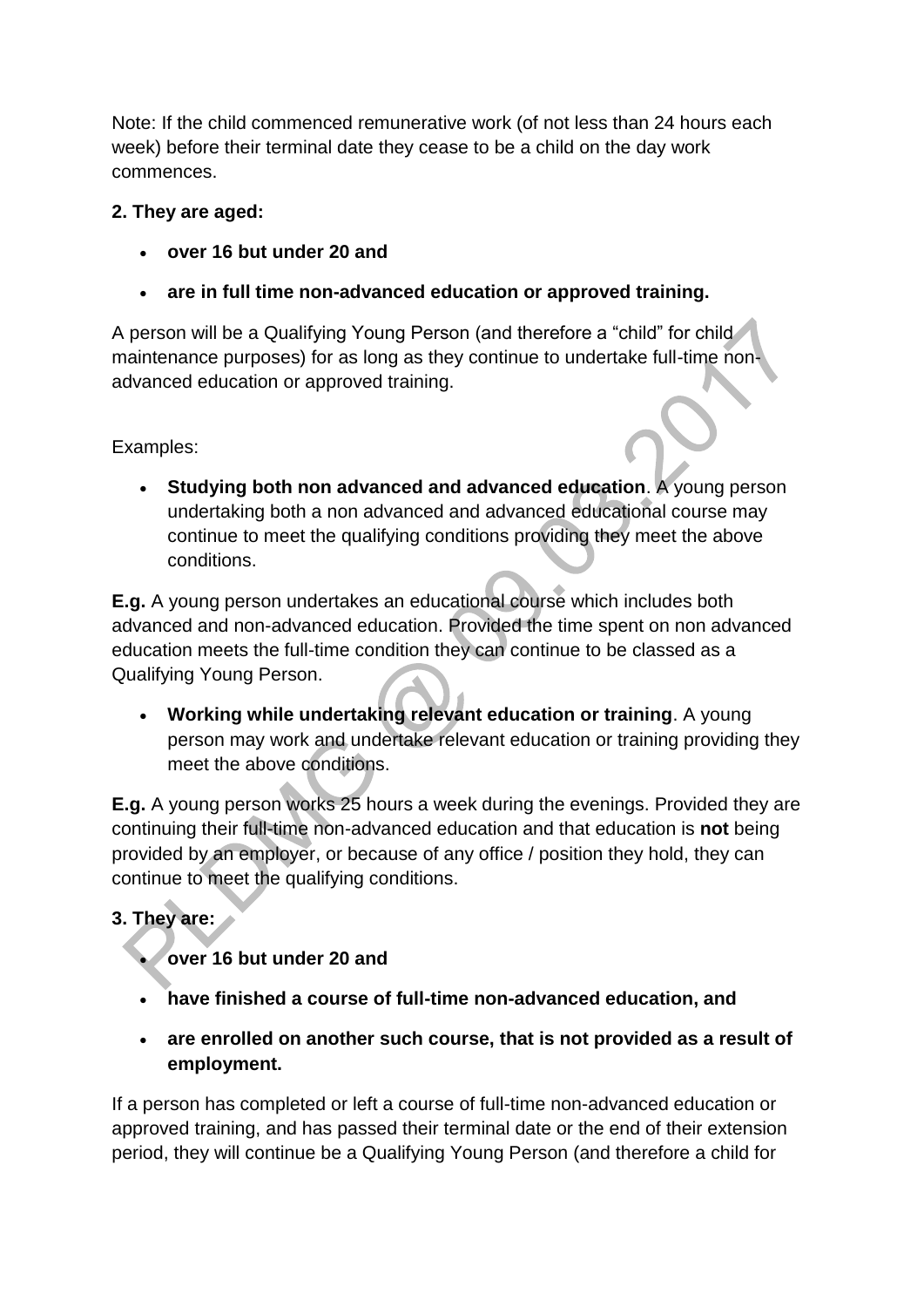Note: If the child commenced remunerative work (of not less than 24 hours each week) before their terminal date they cease to be a child on the day work commences.

**2. They are aged:**

- **over 16 but under 20 and**
- **are in full time non-advanced education or approved training.**

A person will be a Qualifying Young Person (and therefore a "child" for child maintenance purposes) for as long as they continue to undertake full-time non-advanced education or approved training.

Examples:

- **Studying both non advanced and advanced education**. A young person undertaking both a non advanced and advanced educational course may continue to meet the qualifying conditions providing they meet the above conditions.

**E.g.** A young person undertakes an educational course which includes both advanced and non-advanced education. Provided the time spent on non advanced education meets the full-time condition they can continue to be classed as a Qualifying Young Person.

- **Working while undertaking relevant education or training**. A young person may work and undertake relevant education or training providing they meet the above conditions.

**E.g.** A young person works 25 hours a week during the evenings. Provided they are continuing their full-time non-advanced education and that education is **not** being provided by an employer, or because of any office / position they hold, they can continue to meet the qualifying conditions.

**3. They are:**

- **over 16 but under 20 and**
- **have finished a course of full-time non-advanced education, and**
- **are enrolled on another such course, that is not provided as a result of employment.**

If a person has completed or left a course of full-time non-advanced education or approved training, and has passed their terminal date or the end of their extension period, they will continue be a Qualifying Young Person (and therefore a child for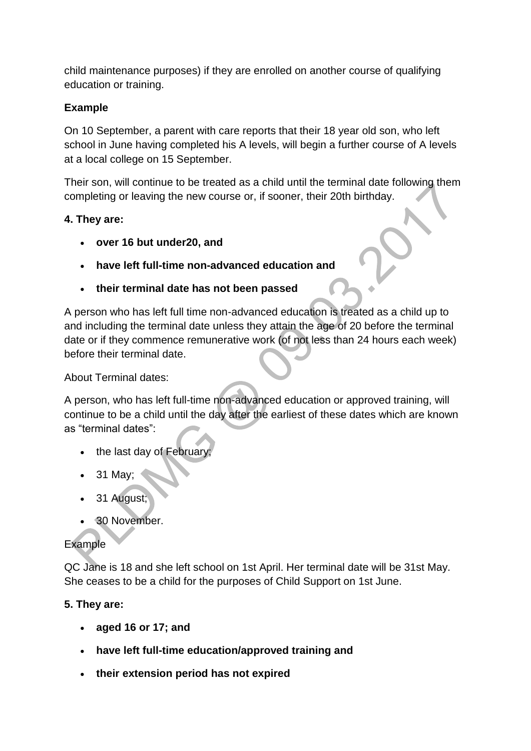child maintenance purposes) if they are enrolled on another course of qualifying education or training.

**Example**

On 10 September, a parent with care reports that their 18 year old son, who left school in June having completed his A levels, will begin a further course of A levels at a local college on 15 September.

Their son, will continue to be treated as a child until the terminal date following them completing or leaving the new course or, if sooner, their 20th birthday.

**4. They are:**

- **over 16 but under20, and**
- **have left full-time non-advanced education and**
- **their terminal date has not been passed**

A person who has left full time non-advanced education is treated as a child up to and including the terminal date unless they attain the age of 20 before the terminal date or if they commence remunerative work (of not less than 24 hours each week) before their terminal date.

About Terminal dates:

A person, who has left full-time non-advanced education or approved training, will continue to be a child until the day after the earliest of these dates which are known as "terminal dates":

- the last day of February;
- 31 May;
- 31 August;
- 30 November.

Example

QC Jane is 18 and she left school on 1st April. Her terminal date will be 31st May. She ceases to be a child for the purposes of Child Support on 1st June.

**5. They are:**

- **aged 16 or 17; and**
- **have left full-time education/approved training and**
- **their extension period has not expired**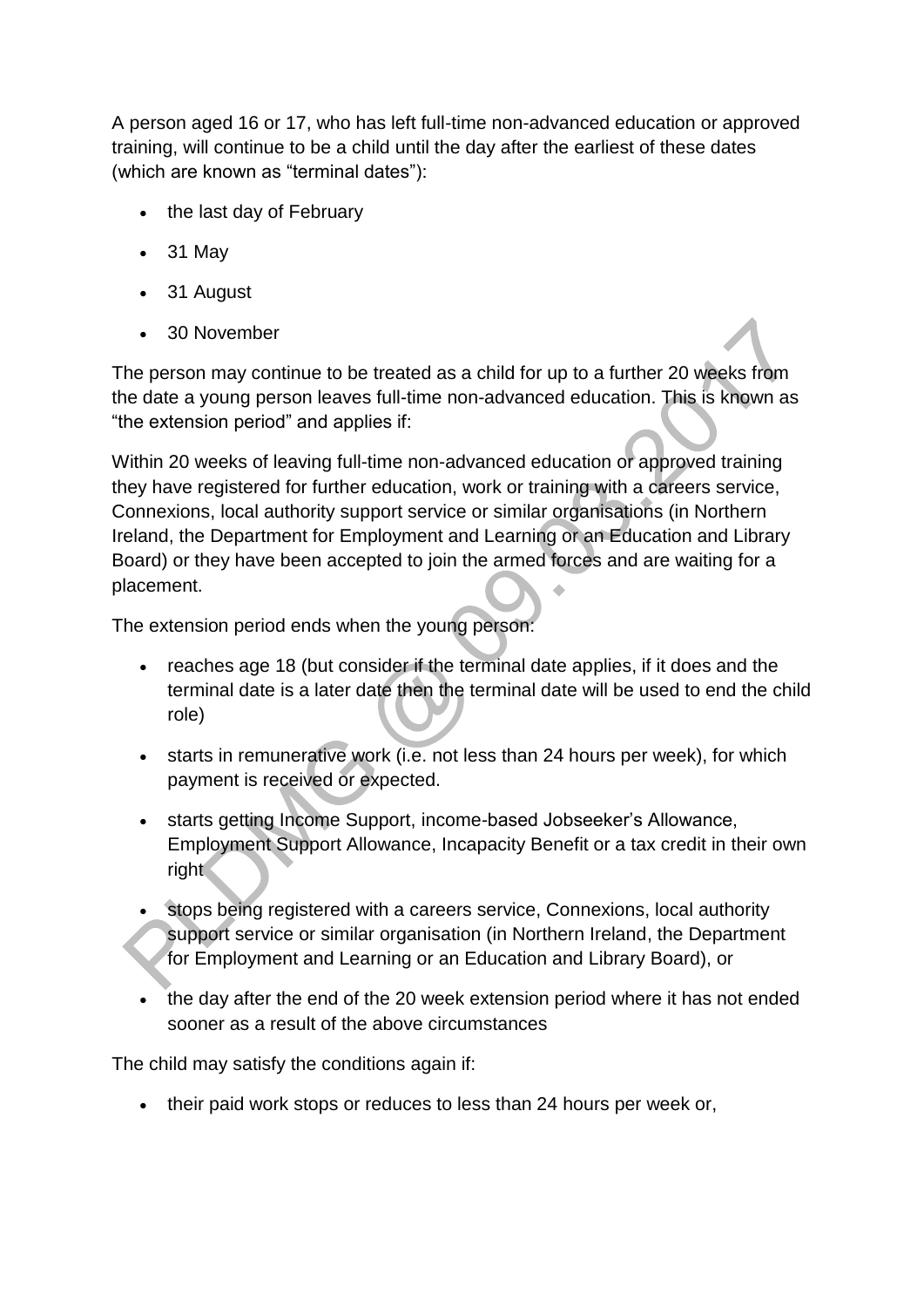A person aged 16 or 17, who has left full-time non-advanced education or approved training, will continue to be a child until the day after the earliest of these dates (which are known as "terminal dates"):

- the last day of February
- 31 May
- 31 August
- 30 November

The person may continue to be treated as a child for up to a further 20 weeks from the date a young person leaves full-time non-advanced education. This is known as "the extension period" and applies if:

Within 20 weeks of leaving full-time non-advanced education or approved training they have registered for further education, work or training with a careers service, Connexions, local authority support service or similar organisations (in Northern Ireland, the Department for Employment and Learning or an Education and Library Board) or they have been accepted to join the armed forces and are waiting for a placement.

The extension period ends when the young person:

- reaches age 18 (but consider if the terminal date applies, if it does and the terminal date is a later date then the terminal date will be used to end the child role)
- starts in remunerative work (i.e. not less than 24 hours per week), for which payment is received or expected.
- starts getting Income Support, income-based Jobseeker's Allowance, Employment Support Allowance, Incapacity Benefit or a tax credit in their own right
- stops being registered with a careers service, Connexions, local authority support service or similar organisation (in Northern Ireland, the Department for Employment and Learning or an Education and Library Board), or
- the day after the end of the 20 week extension period where it has not ended sooner as a result of the above circumstances

The child may satisfy the conditions again if:

- their paid work stops or reduces to less than 24 hours per week or,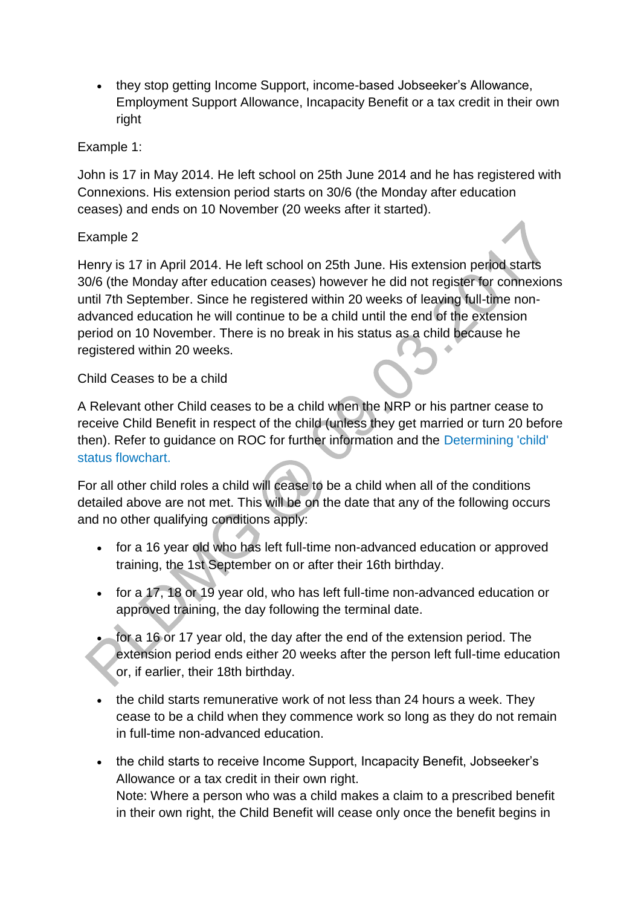- they stop getting Income Support, income-based Jobseeker's Allowance, Employment Support Allowance, Incapacity Benefit or a tax credit in their own right

Example 1:

John is 17 in May 2014. He left school on 25th June 2014 and he has registered with Connexions. His extension period starts on 30/6 (the Monday after education ceases) and ends on 10 November (20 weeks after it started).

Example 2

Henry is 17 in April 2014. He left school on 25th June. His extension period starts 30/6 (the Monday after education ceases) however he did not register for connexions until 7th September. Since he registered within 20 weeks of leaving full-time non-advanced education he will continue to be a child until the end of the extension period on 10 November. There is no break in his status as a child because he registered within 20 weeks.

Child Ceases to be a child

A Relevant other Child ceases to be a child when the NRP or his partner cease to receive Child Benefit in respect of the child (unless they get married or turn 20 before then). Refer to guidance on ROC for further information and the Determining 'child' status flowchart.

For all other child roles a child will cease to be a child when all of the conditions detailed above are not met. This will be on the date that any of the following occurs and no other qualifying conditions apply:

- for a 16 year old who has left full-time non-advanced education or approved training, the 1st September on or after their 16th birthday.
- for a 17, 18 or 19 year old, who has left full-time non-advanced education or approved training, the day following the terminal date.
- for a 16 or 17 year old, the day after the end of the extension period. The extension period ends either 20 weeks after the person left full-time education or, if earlier, their 18th birthday.
- the child starts remunerative work of not less than 24 hours a week. They cease to be a child when they commence work so long as they do not remain in full-time non-advanced education.
- the child starts to receive Income Support, Incapacity Benefit, Jobseeker's Allowance or a tax credit in their own right.
  Note: Where a person who was a child makes a claim to a prescribed benefit in their own right, the Child Benefit will cease only once the benefit begins in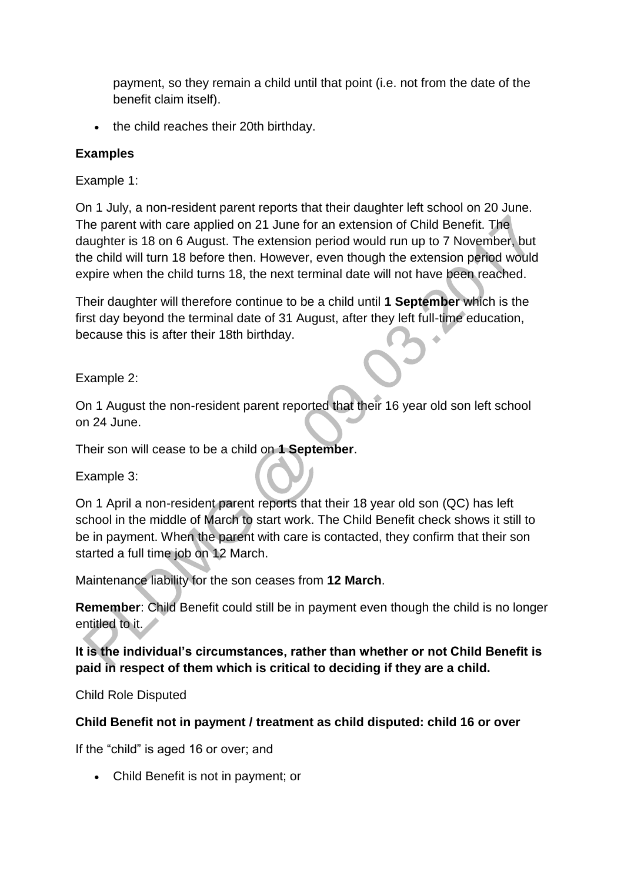payment, so they remain a child until that point (i.e. not from the date of the benefit claim itself).

- the child reaches their 20th birthday.

**Examples**

Example 1:

On 1 July, a non-resident parent reports that their daughter left school on 20 June. The parent with care applied on 21 June for an extension of Child Benefit. The daughter is 18 on 6 August. The extension period would run up to 7 November, but the child will turn 18 before then. However, even though the extension period would expire when the child turns 18, the next terminal date will not have been reached.

Their daughter will therefore continue to be a child until **1 September** which is the first day beyond the terminal date of 31 August, after they left full-time education, because this is after their 18th birthday.

Example 2:

On 1 August the non-resident parent reported that their 16 year old son left school on 24 June.

Their son will cease to be a child on **1 September**.

Example 3:

On 1 April a non-resident parent reports that their 18 year old son (QC) has left school in the middle of March to start work. The Child Benefit check shows it still to be in payment. When the parent with care is contacted, they confirm that their son started a full time job on 12 March.

Maintenance liability for the son ceases from **12 March**.

**Remember**: Child Benefit could still be in payment even though the child is no longer entitled to it.

**It is the individual's circumstances, rather than whether or not Child Benefit is paid in respect of them which is critical to deciding if they are a child.**

Child Role Disputed

**Child Benefit not in payment / treatment as child disputed: child 16 or over**

If the "child" is aged 16 or over; and

- Child Benefit is not in payment; or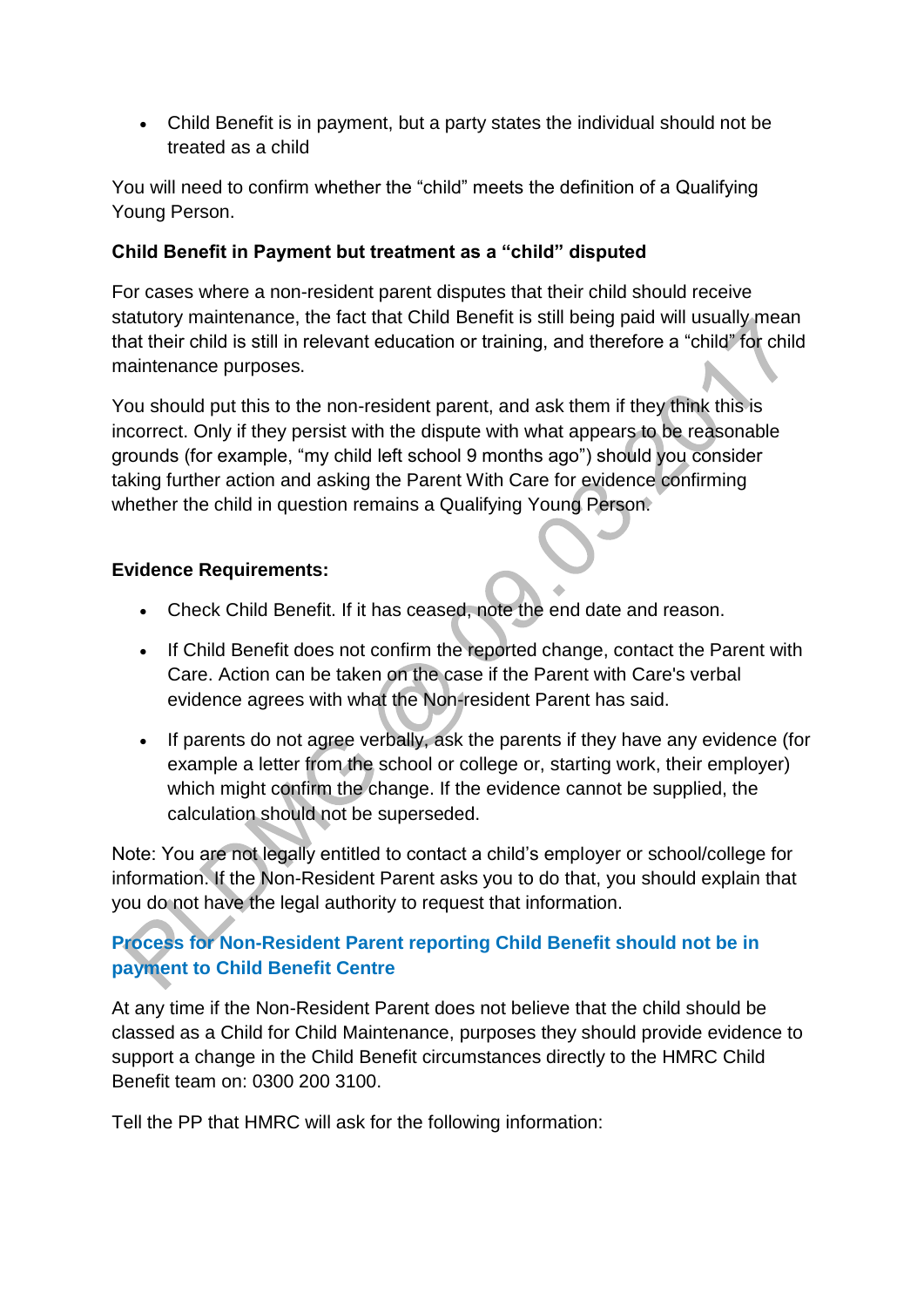- Child Benefit is in payment, but a party states the individual should not be treated as a child

You will need to confirm whether the "child" meets the definition of a Qualifying Young Person.

**Child Benefit in Payment but treatment as a "child" disputed**

For cases where a non-resident parent disputes that their child should receive statutory maintenance, the fact that Child Benefit is still being paid will usually mean that their child is still in relevant education or training, and therefore a "child" for child maintenance purposes.

You should put this to the non-resident parent, and ask them if they think this is incorrect. Only if they persist with the dispute with what appears to be reasonable grounds (for example, "my child left school 9 months ago") should you consider taking further action and asking the Parent With Care for evidence confirming whether the child in question remains a Qualifying Young Person.

**Evidence Requirements:**

- Check Child Benefit. If it has ceased, note the end date and reason.
- If Child Benefit does not confirm the reported change, contact the Parent with Care. Action can be taken on the case if the Parent with Care's verbal evidence agrees with what the Non-resident Parent has said.
- If parents do not agree verbally, ask the parents if they have any evidence (for example a letter from the school or college or, starting work, their employer) which might confirm the change. If the evidence cannot be supplied, the calculation should not be superseded.

Note: You are not legally entitled to contact a child's employer or school/college for information. If the Non-Resident Parent asks you to do that, you should explain that you do not have the legal authority to request that information.

### Process for Non-Resident Parent reporting Child Benefit should not be in payment to Child Benefit Centre

At any time if the Non-Resident Parent does not believe that the child should be classed as a Child for Child Maintenance, purposes they should provide evidence to support a change in the Child Benefit circumstances directly to the HMRC Child Benefit team on: 0300 200 3100.

Tell the PP that HMRC will ask for the following information: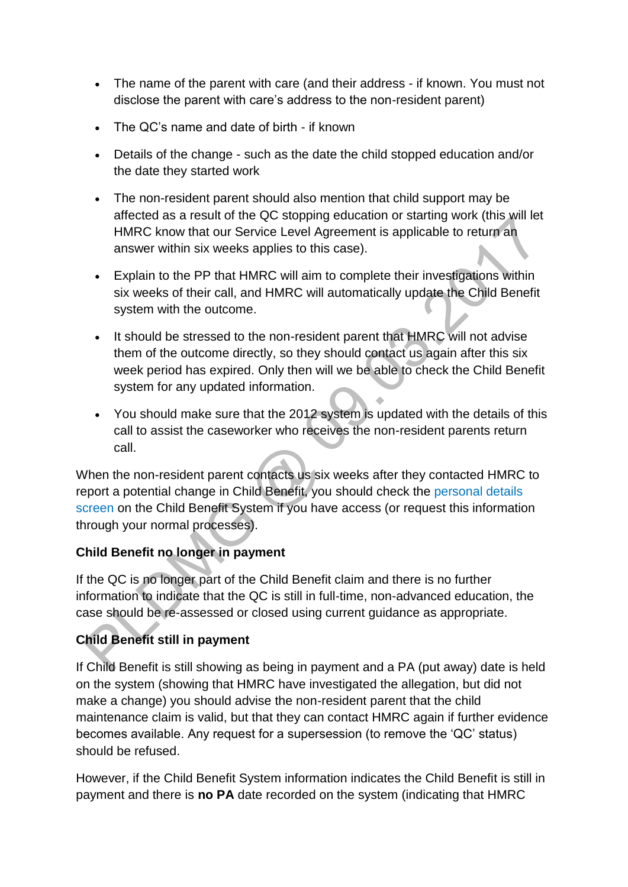- The name of the parent with care (and their address - if known. You must not disclose the parent with care's address to the non-resident parent)
- The QC's name and date of birth - if known
- Details of the change - such as the date the child stopped education and/or the date they started work
- The non-resident parent should also mention that child support may be affected as a result of the QC stopping education or starting work (this will let HMRC know that our Service Level Agreement is applicable to return an answer within six weeks applies to this case).
- Explain to the PP that HMRC will aim to complete their investigations within six weeks of their call, and HMRC will automatically update the Child Benefit system with the outcome.
- It should be stressed to the non-resident parent that HMRC will not advise them of the outcome directly, so they should contact us again after this six week period has expired. Only then will we be able to check the Child Benefit system for any updated information.
- You should make sure that the 2012 system is updated with the details of this call to assist the caseworker who receives the non-resident parents return call.

When the non-resident parent contacts us six weeks after they contacted HMRC to report a potential change in Child Benefit, you should check the personal details screen on the Child Benefit System if you have access (or request this information through your normal processes).

**Child Benefit no longer in payment**

If the QC is no longer part of the Child Benefit claim and there is no further information to indicate that the QC is still in full-time, non-advanced education, the case should be re-assessed or closed using current guidance as appropriate.

**Child Benefit still in payment**

If Child Benefit is still showing as being in payment and a PA (put away) date is held on the system (showing that HMRC have investigated the allegation, but did not make a change) you should advise the non-resident parent that the child maintenance claim is valid, but that they can contact HMRC again if further evidence becomes available. Any request for a supersession (to remove the 'QC' status) should be refused.

However, if the Child Benefit System information indicates the Child Benefit is still in payment and there is **no PA** date recorded on the system (indicating that HMRC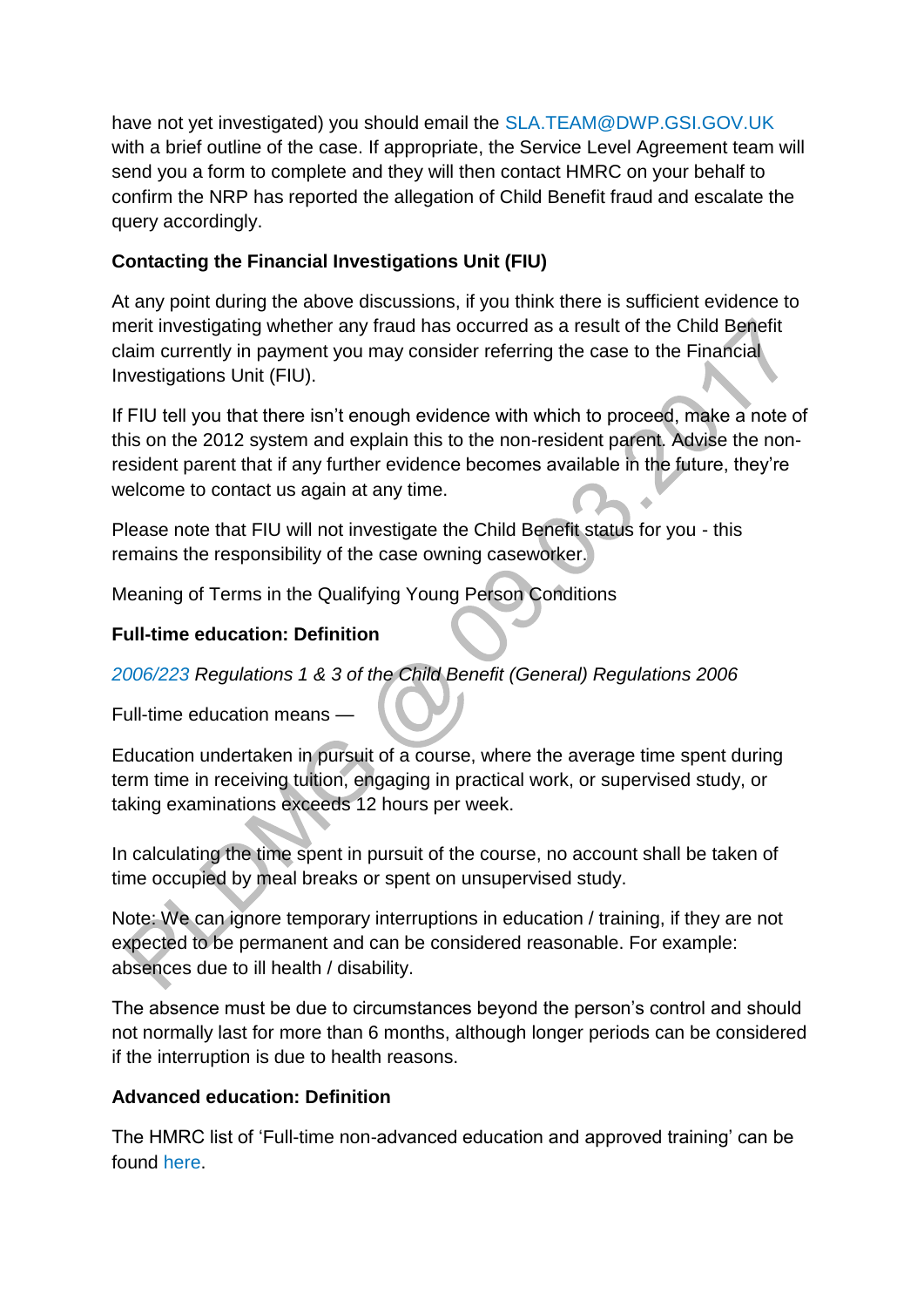have not yet investigated) you should email the SLA.TEAM@DWP.GSI.GOV.UK with a brief outline of the case. If appropriate, the Service Level Agreement team will send you a form to complete and they will then contact HMRC on your behalf to confirm the NRP has reported the allegation of Child Benefit fraud and escalate the query accordingly.

**Contacting the Financial Investigations Unit (FIU)**

At any point during the above discussions, if you think there is sufficient evidence to merit investigating whether any fraud has occurred as a result of the Child Benefit claim currently in payment you may consider referring the case to the Financial Investigations Unit (FIU).

If FIU tell you that there isn't enough evidence with which to proceed, make a note of this on the 2012 system and explain this to the non-resident parent. Advise the non-resident parent that if any further evidence becomes available in the future, they're welcome to contact us again at any time.

Please note that FIU will not investigate the Child Benefit status for you - this remains the responsibility of the case owning caseworker.

Meaning of Terms in the Qualifying Young Person Conditions

**Full-time education: Definition**

*2006/223 Regulations 1 & 3 of the Child Benefit (General) Regulations 2006*

Full-time education means —

Education undertaken in pursuit of a course, where the average time spent during term time in receiving tuition, engaging in practical work, or supervised study, or taking examinations exceeds 12 hours per week.

In calculating the time spent in pursuit of the course, no account shall be taken of time occupied by meal breaks or spent on unsupervised study.

Note: We can ignore temporary interruptions in education / training, if they are not expected to be permanent and can be considered reasonable. For example: absences due to ill health / disability.

The absence must be due to circumstances beyond the person's control and should not normally last for more than 6 months, although longer periods can be considered if the interruption is due to health reasons.

**Advanced education: Definition**

The HMRC list of 'Full-time non-advanced education and approved training' can be found here.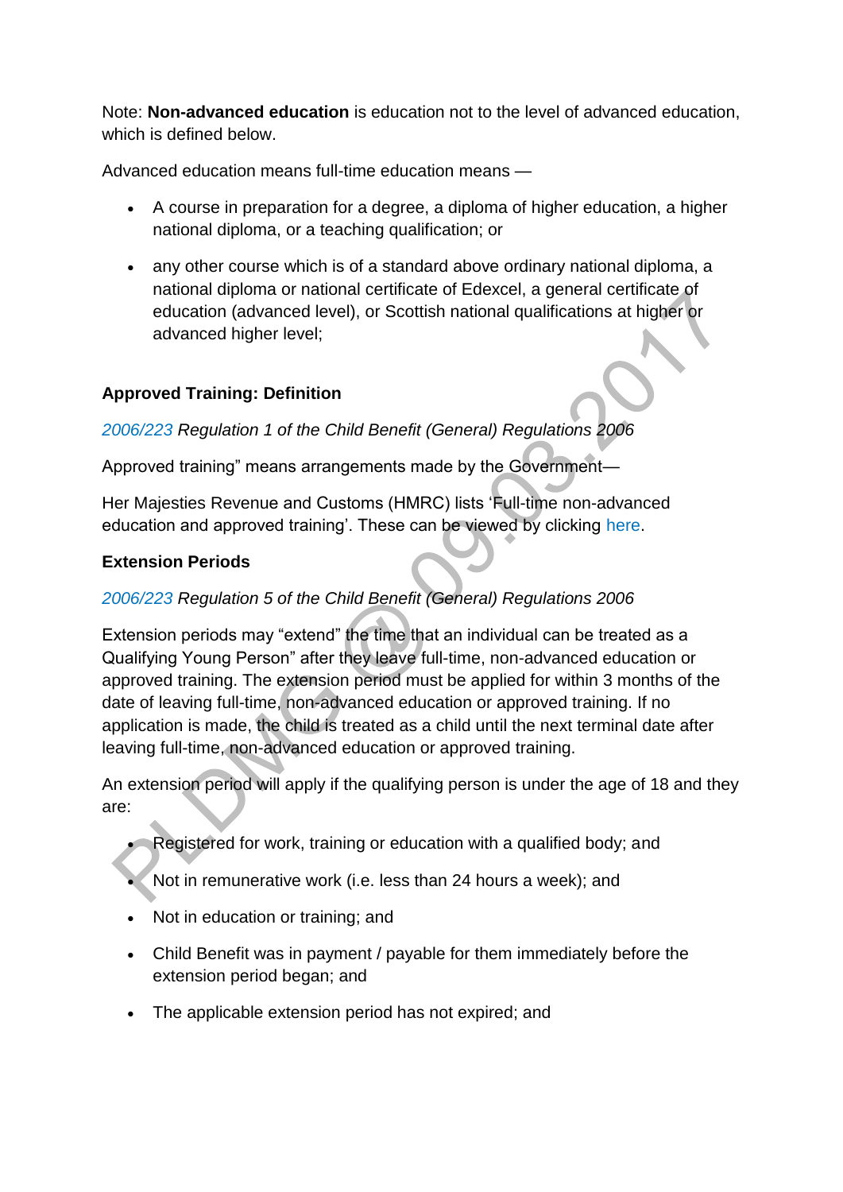Note: **Non-advanced education** is education not to the level of advanced education, which is defined below.

Advanced education means full-time education means —

- A course in preparation for a degree, a diploma of higher education, a higher national diploma, or a teaching qualification; or
- any other course which is of a standard above ordinary national diploma, a national diploma or national certificate of Edexcel, a general certificate of education (advanced level), or Scottish national qualifications at higher or advanced higher level;

**Approved Training: Definition**

*2006/223 Regulation 1 of the Child Benefit (General) Regulations 2006*

Approved training" means arrangements made by the Government—

Her Majesties Revenue and Customs (HMRC) lists 'Full-time non-advanced education and approved training'. These can be viewed by clicking here.

**Extension Periods**

*2006/223 Regulation 5 of the Child Benefit (General) Regulations 2006*

Extension periods may "extend" the time that an individual can be treated as a Qualifying Young Person" after they leave full-time, non-advanced education or approved training. The extension period must be applied for within 3 months of the date of leaving full-time, non-advanced education or approved training. If no application is made, the child is treated as a child until the next terminal date after leaving full-time, non-advanced education or approved training.

An extension period will apply if the qualifying person is under the age of 18 and they are:

- Registered for work, training or education with a qualified body; and
- Not in remunerative work (i.e. less than 24 hours a week); and
- Not in education or training; and
- Child Benefit was in payment / payable for them immediately before the extension period began; and
- The applicable extension period has not expired; and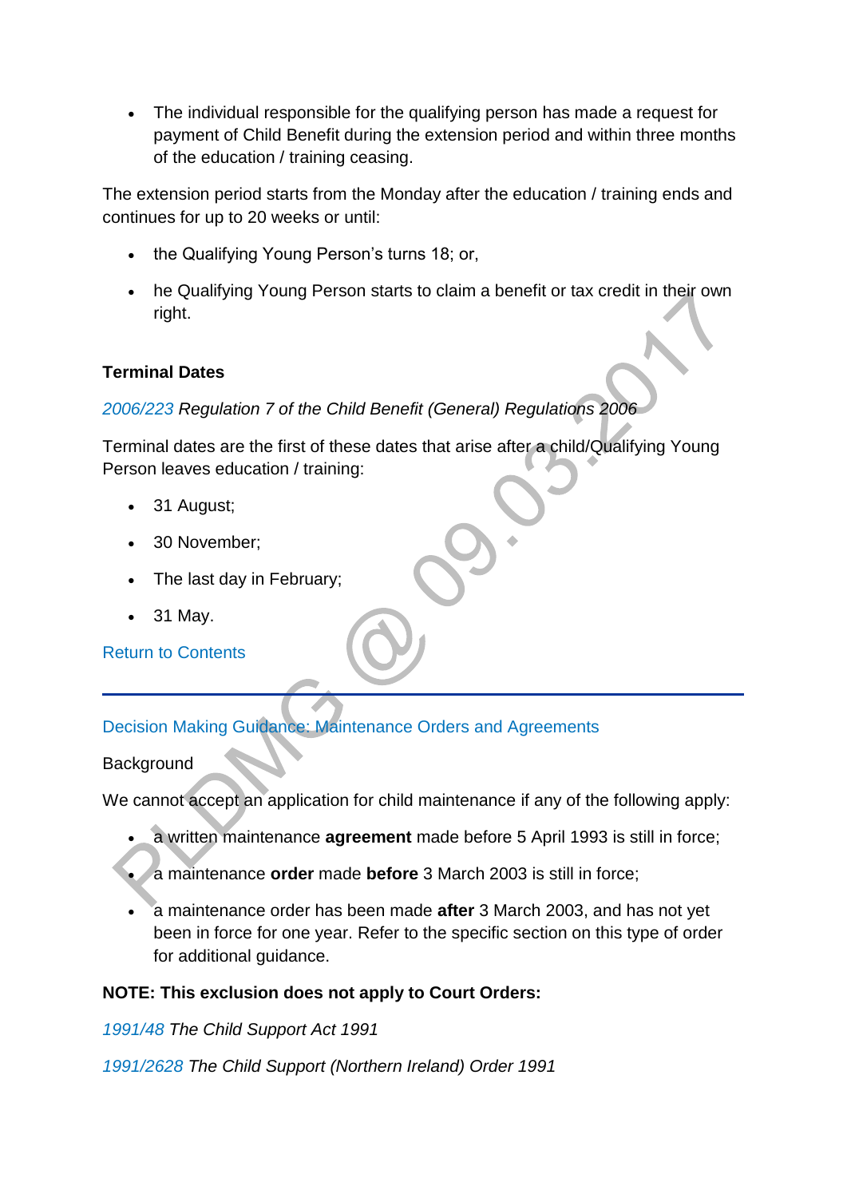- The individual responsible for the qualifying person has made a request for payment of Child Benefit during the extension period and within three months of the education / training ceasing.

The extension period starts from the Monday after the education / training ends and continues for up to 20 weeks or until:

- the Qualifying Young Person's turns 18; or,
- he Qualifying Young Person starts to claim a benefit or tax credit in their own right.

**Terminal Dates**

*2006/223 Regulation 7 of the Child Benefit (General) Regulations 2006*

Terminal dates are the first of these dates that arise after a child/Qualifying Young Person leaves education / training:

- 31 August;
- 30 November;
- The last day in February;
- 31 May.

Return to Contents

---

## Decision Making Guidance: Maintenance Orders and Agreements

Background

We cannot accept an application for child maintenance if any of the following apply:

- a written maintenance **agreement** made before 5 April 1993 is still in force;
- a maintenance **order** made **before** 3 March 2003 is still in force;
- a maintenance order has been made **after** 3 March 2003, and has not yet been in force for one year. Refer to the specific section on this type of order for additional guidance.

**NOTE: This exclusion does not apply to Court Orders:**

*1991/48 The Child Support Act 1991*

*1991/2628 The Child Support (Northern Ireland) Order 1991*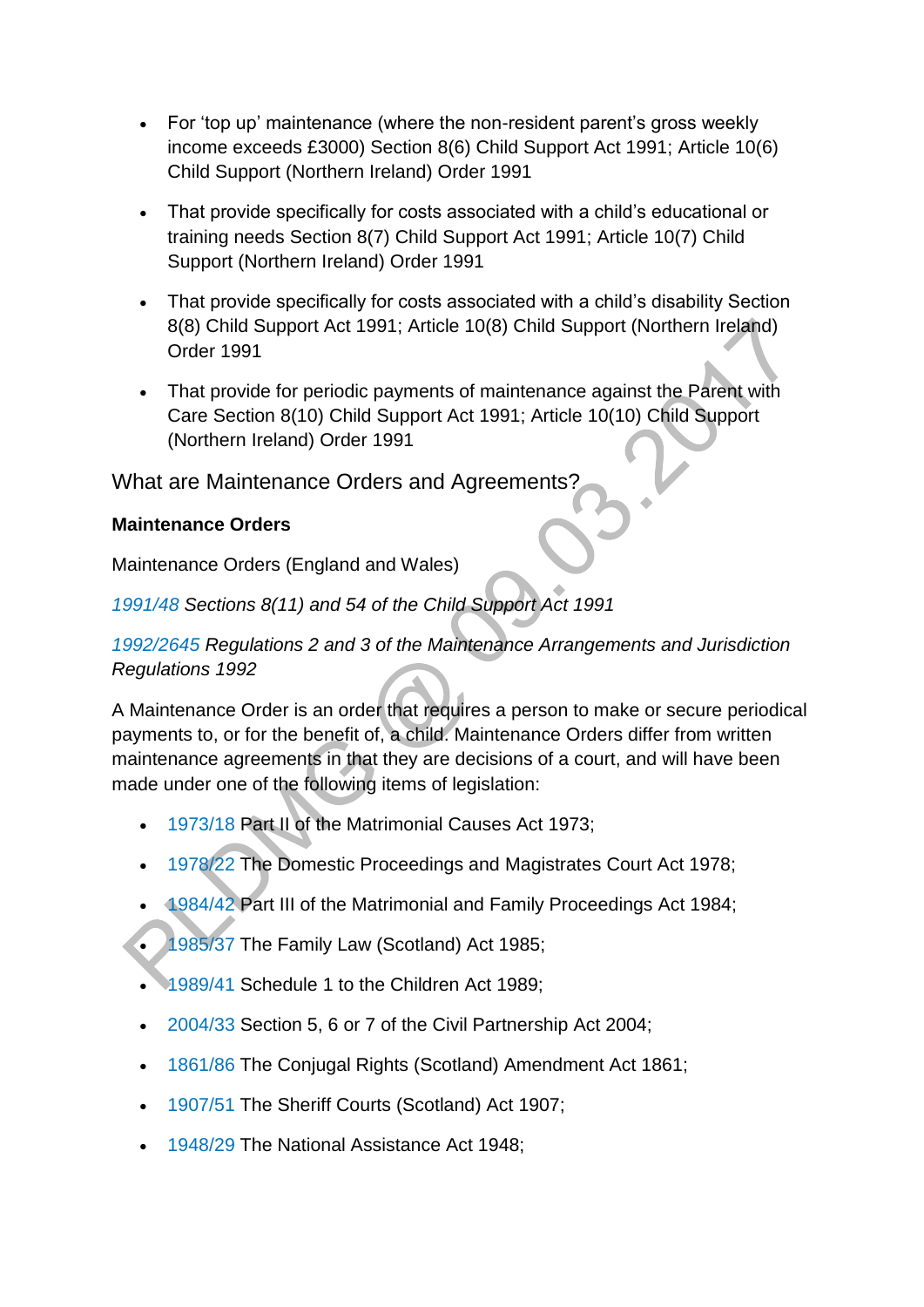- For ‘top up’ maintenance (where the non-resident parent’s gross weekly income exceeds £3000) Section 8(6) Child Support Act 1991; Article 10(6) Child Support (Northern Ireland) Order 1991

- That provide specifically for costs associated with a child’s educational or training needs Section 8(7) Child Support Act 1991; Article 10(7) Child Support (Northern Ireland) Order 1991

- That provide specifically for costs associated with a child’s disability Section 8(8) Child Support Act 1991; Article 10(8) Child Support (Northern Ireland) Order 1991

- That provide for periodic payments of maintenance against the Parent with Care Section 8(10) Child Support Act 1991; Article 10(10) Child Support (Northern Ireland) Order 1991

## What are Maintenance Orders and Agreements?

### Maintenance Orders

Maintenance Orders (England and Wales)

*1991/48 Sections 8(11) and 54 of the Child Support Act 1991*

*1992/2645 Regulations 2 and 3 of the Maintenance Arrangements and Jurisdiction Regulations 1992*

A Maintenance Order is an order that requires a person to make or secure periodical payments to, or for the benefit of, a child. Maintenance Orders differ from written maintenance agreements in that they are decisions of a court, and will have been made under one of the following items of legislation:

- 1973/18 Part II of the Matrimonial Causes Act 1973;
- 1978/22 The Domestic Proceedings and Magistrates Court Act 1978;
- 1984/42 Part III of the Matrimonial and Family Proceedings Act 1984;
- 1985/37 The Family Law (Scotland) Act 1985;
- 1989/41 Schedule 1 to the Children Act 1989;
- 2004/33 Section 5, 6 or 7 of the Civil Partnership Act 2004;
- 1861/86 The Conjugal Rights (Scotland) Amendment Act 1861;
- 1907/51 The Sheriff Courts (Scotland) Act 1907;
- 1948/29 The National Assistance Act 1948;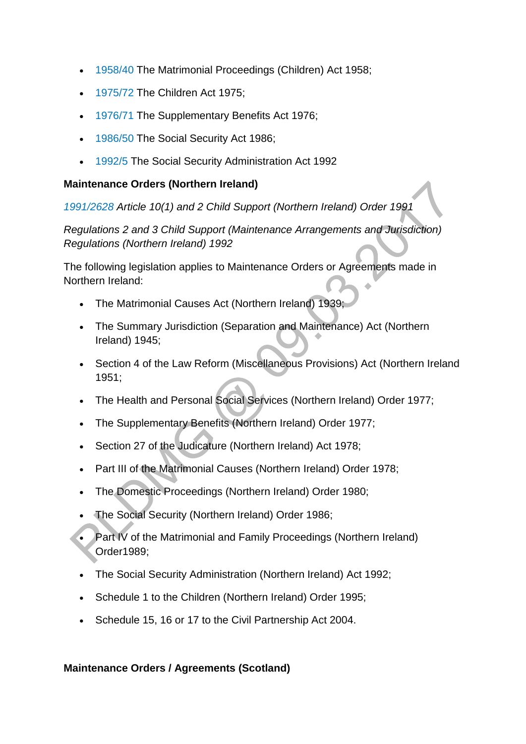- 1958/40 The Matrimonial Proceedings (Children) Act 1958;
- 1975/72 The Children Act 1975;
- 1976/71 The Supplementary Benefits Act 1976;
- 1986/50 The Social Security Act 1986;
- 1992/5 The Social Security Administration Act 1992

**Maintenance Orders (Northern Ireland)**

*1991/2628 Article 10(1) and 2 Child Support (Northern Ireland) Order 1991*

*Regulations 2 and 3 Child Support (Maintenance Arrangements and Jurisdiction) Regulations (Northern Ireland) 1992*

The following legislation applies to Maintenance Orders or Agreements made in Northern Ireland:

- The Matrimonial Causes Act (Northern Ireland) 1939;
- The Summary Jurisdiction (Separation and Maintenance) Act (Northern Ireland) 1945;
- Section 4 of the Law Reform (Miscellaneous Provisions) Act (Northern Ireland 1951;
- The Health and Personal Social Services (Northern Ireland) Order 1977;
- The Supplementary Benefits (Northern Ireland) Order 1977;
- Section 27 of the Judicature (Northern Ireland) Act 1978;
- Part III of the Matrimonial Causes (Northern Ireland) Order 1978;
- The Domestic Proceedings (Northern Ireland) Order 1980;
- The Social Security (Northern Ireland) Order 1986;
- Part IV of the Matrimonial and Family Proceedings (Northern Ireland) Order1989;
- The Social Security Administration (Northern Ireland) Act 1992;
- Schedule 1 to the Children (Northern Ireland) Order 1995;
- Schedule 15, 16 or 17 to the Civil Partnership Act 2004.

**Maintenance Orders / Agreements (Scotland)**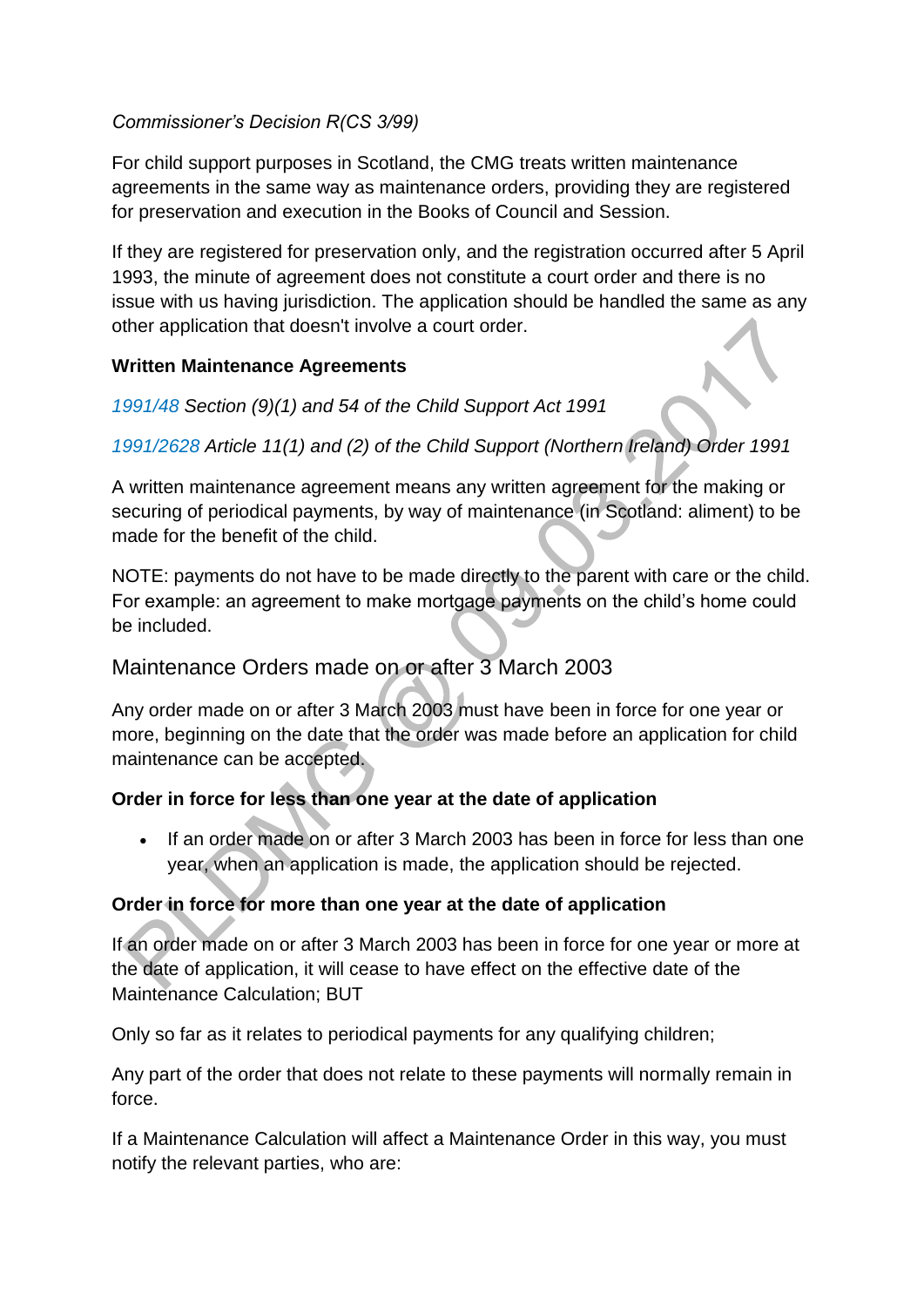*Commissioner's Decision R(CS 3/99)*

For child support purposes in Scotland, the CMG treats written maintenance agreements in the same way as maintenance orders, providing they are registered for preservation and execution in the Books of Council and Session.

If they are registered for preservation only, and the registration occurred after 5 April 1993, the minute of agreement does not constitute a court order and there is no issue with us having jurisdiction. The application should be handled the same as any other application that doesn't involve a court order.

**Written Maintenance Agreements**

*1991/48 Section (9)(1) and 54 of the Child Support Act 1991*

*1991/2628 Article 11(1) and (2) of the Child Support (Northern Ireland) Order 1991*

A written maintenance agreement means any written agreement for the making or securing of periodical payments, by way of maintenance (in Scotland: aliment) to be made for the benefit of the child.

NOTE: payments do not have to be made directly to the parent with care or the child. For example: an agreement to make mortgage payments on the child's home could be included.

## Maintenance Orders made on or after 3 March 2003

Any order made on or after 3 March 2003 must have been in force for one year or more, beginning on the date that the order was made before an application for child maintenance can be accepted.

**Order in force for less than one year at the date of application**

- If an order made on or after 3 March 2003 has been in force for less than one year, when an application is made, the application should be rejected.

**Order in force for more than one year at the date of application**

If an order made on or after 3 March 2003 has been in force for one year or more at the date of application, it will cease to have effect on the effective date of the Maintenance Calculation; BUT

Only so far as it relates to periodical payments for any qualifying children;

Any part of the order that does not relate to these payments will normally remain in force.

If a Maintenance Calculation will affect a Maintenance Order in this way, you must notify the relevant parties, who are: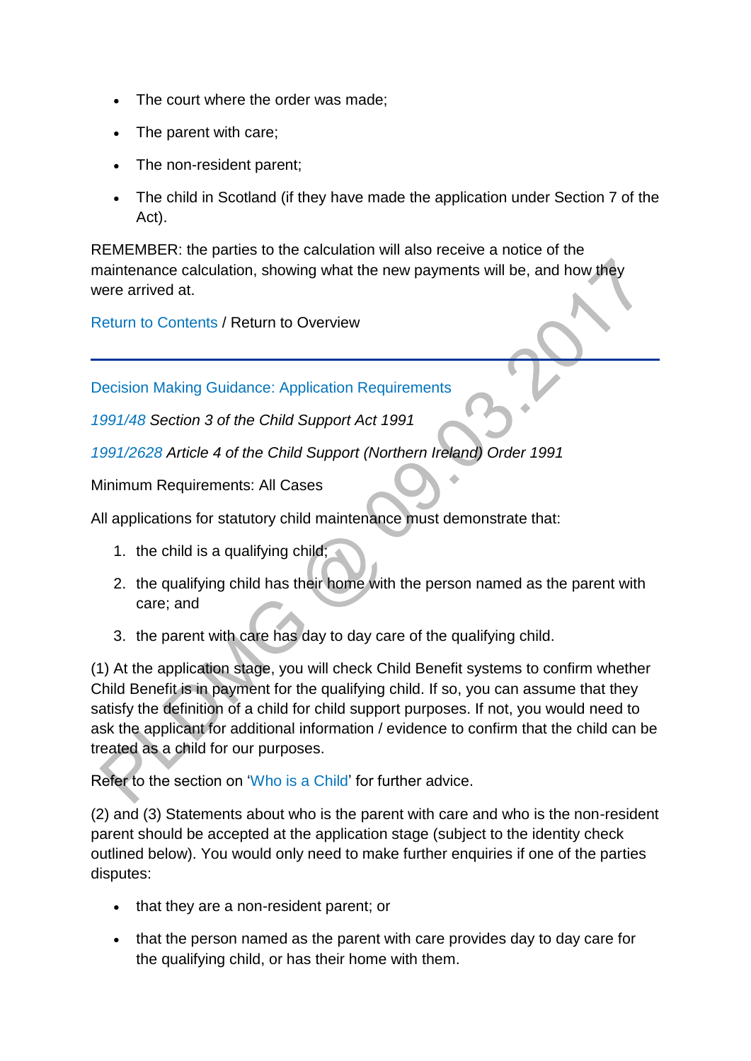- The court where the order was made;
- The parent with care;
- The non-resident parent;
- The child in Scotland (if they have made the application under Section 7 of the Act).

REMEMBER: the parties to the calculation will also receive a notice of the maintenance calculation, showing what the new payments will be, and how they were arrived at.

Return to Contents / Return to Overview

---

Decision Making Guidance: Application Requirements

*1991/48 Section 3 of the Child Support Act 1991*

*1991/2628 Article 4 of the Child Support (Northern Ireland) Order 1991*

Minimum Requirements: All Cases

All applications for statutory child maintenance must demonstrate that:

1. the child is a qualifying child;
2. the qualifying child has their home with the person named as the parent with care; and
3. the parent with care has day to day care of the qualifying child.

(1) At the application stage, you will check Child Benefit systems to confirm whether Child Benefit is in payment for the qualifying child. If so, you can assume that they satisfy the definition of a child for child support purposes. If not, you would need to ask the applicant for additional information / evidence to confirm that the child can be treated as a child for our purposes.

Refer to the section on 'Who is a Child' for further advice.

(2) and (3) Statements about who is the parent with care and who is the non-resident parent should be accepted at the application stage (subject to the identity check outlined below). You would only need to make further enquiries if one of the parties disputes:

- that they are a non-resident parent; or
- that the person named as the parent with care provides day to day care for the qualifying child, or has their home with them.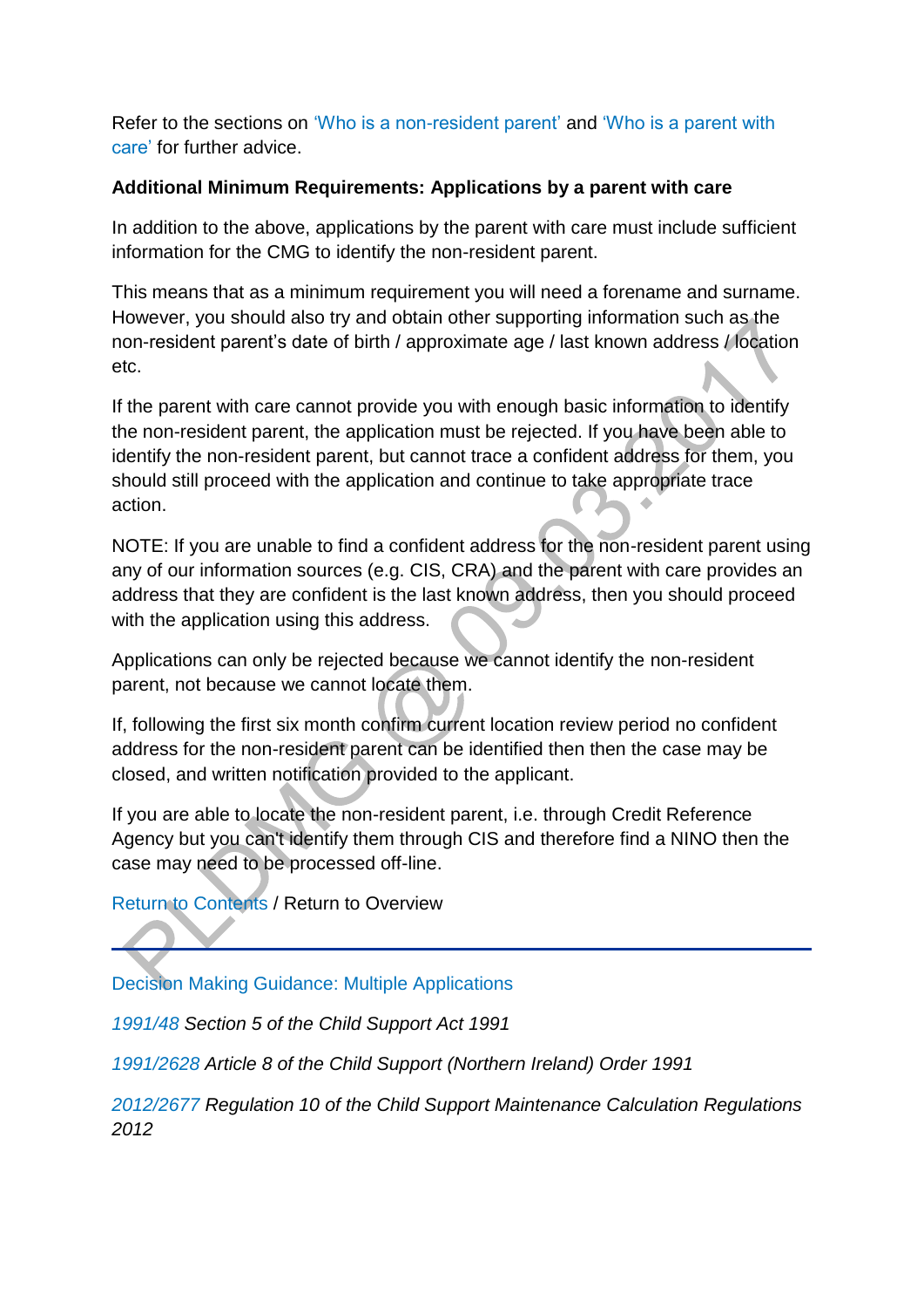Refer to the sections on 'Who is a non-resident parent' and 'Who is a parent with care' for further advice.

**Additional Minimum Requirements: Applications by a parent with care**

In addition to the above, applications by the parent with care must include sufficient information for the CMG to identify the non-resident parent.

This means that as a minimum requirement you will need a forename and surname. However, you should also try and obtain other supporting information such as the non-resident parent's date of birth / approximate age / last known address / location etc.

If the parent with care cannot provide you with enough basic information to identify the non-resident parent, the application must be rejected. If you have been able to identify the non-resident parent, but cannot trace a confident address for them, you should still proceed with the application and continue to take appropriate trace action.

NOTE: If you are unable to find a confident address for the non-resident parent using any of our information sources (e.g. CIS, CRA) and the parent with care provides an address that they are confident is the last known address, then you should proceed with the application using this address.

Applications can only be rejected because we cannot identify the non-resident parent, not because we cannot locate them.

If, following the first six month confirm current location review period no confident address for the non-resident parent can be identified then then the case may be closed, and written notification provided to the applicant.

If you are able to locate the non-resident parent, i.e. through Credit Reference Agency but you can't identify them through CIS and therefore find a NINO then the case may need to be processed off-line.

Return to Contents / Return to Overview

---

Decision Making Guidance: Multiple Applications

*1991/48 Section 5 of the Child Support Act 1991*

*1991/2628 Article 8 of the Child Support (Northern Ireland) Order 1991*

*2012/2677 Regulation 10 of the Child Support Maintenance Calculation Regulations 2012*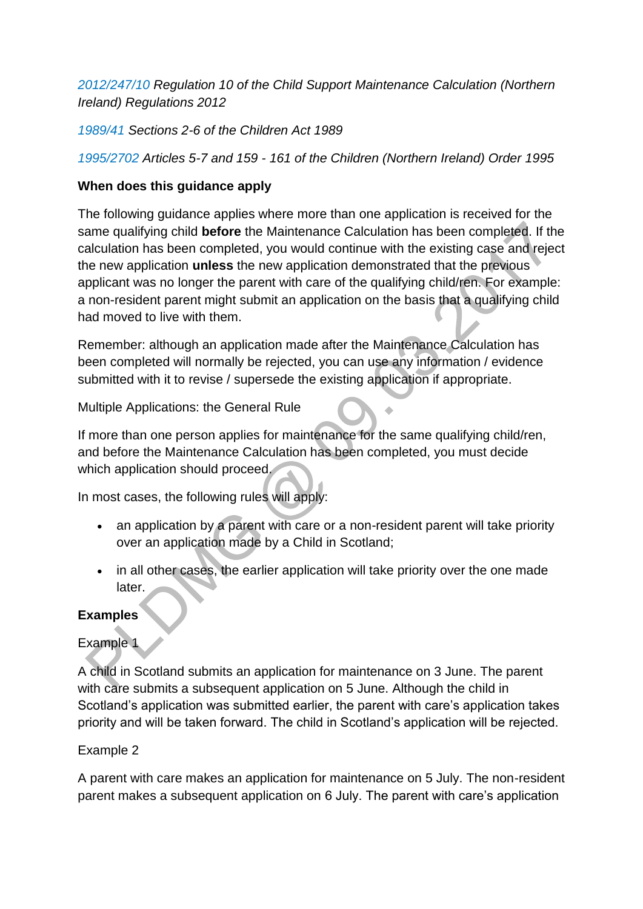*2012/247/10 Regulation 10 of the Child Support Maintenance Calculation (Northern Ireland) Regulations 2012*

*1989/41 Sections 2-6 of the Children Act 1989*

*1995/2702 Articles 5-7 and 159 - 161 of the Children (Northern Ireland) Order 1995*

**When does this guidance apply**

The following guidance applies where more than one application is received for the same qualifying child **before** the Maintenance Calculation has been completed. If the calculation has been completed, you would continue with the existing case and reject the new application **unless** the new application demonstrated that the previous applicant was no longer the parent with care of the qualifying child/ren. For example: a non-resident parent might submit an application on the basis that a qualifying child had moved to live with them.

Remember: although an application made after the Maintenance Calculation has been completed will normally be rejected, you can use any information / evidence submitted with it to revise / supersede the existing application if appropriate.

Multiple Applications: the General Rule

If more than one person applies for maintenance for the same qualifying child/ren, and before the Maintenance Calculation has been completed, you must decide which application should proceed.

In most cases, the following rules will apply:

- an application by a parent with care or a non-resident parent will take priority over an application made by a Child in Scotland;
- in all other cases, the earlier application will take priority over the one made later.

**Examples**

Example 1

A child in Scotland submits an application for maintenance on 3 June. The parent with care submits a subsequent application on 5 June. Although the child in Scotland's application was submitted earlier, the parent with care's application takes priority and will be taken forward. The child in Scotland's application will be rejected.

Example 2

A parent with care makes an application for maintenance on 5 July. The non-resident parent makes a subsequent application on 6 July. The parent with care's application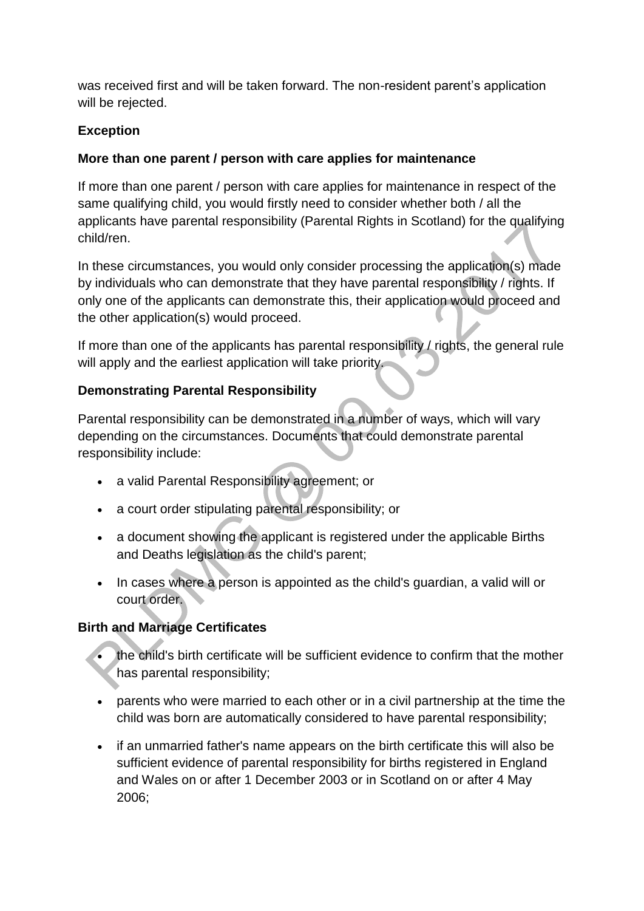was received first and will be taken forward. The non-resident parent's application will be rejected.

**Exception**

**More than one parent / person with care applies for maintenance**

If more than one parent / person with care applies for maintenance in respect of the same qualifying child, you would firstly need to consider whether both / all the applicants have parental responsibility (Parental Rights in Scotland) for the qualifying child/ren.

In these circumstances, you would only consider processing the application(s) made by individuals who can demonstrate that they have parental responsibility / rights. If only one of the applicants can demonstrate this, their application would proceed and the other application(s) would proceed.

If more than one of the applicants has parental responsibility / rights, the general rule will apply and the earliest application will take priority.

**Demonstrating Parental Responsibility**

Parental responsibility can be demonstrated in a number of ways, which will vary depending on the circumstances. Documents that could demonstrate parental responsibility include:

- a valid Parental Responsibility agreement; or
- a court order stipulating parental responsibility; or
- a document showing the applicant is registered under the applicable Births and Deaths legislation as the child's parent;
- In cases where a person is appointed as the child's guardian, a valid will or court order.

**Birth and Marriage Certificates**

- the child's birth certificate will be sufficient evidence to confirm that the mother has parental responsibility;
- parents who were married to each other or in a civil partnership at the time the child was born are automatically considered to have parental responsibility;
- if an unmarried father's name appears on the birth certificate this will also be sufficient evidence of parental responsibility for births registered in England and Wales on or after 1 December 2003 or in Scotland on or after 4 May 2006;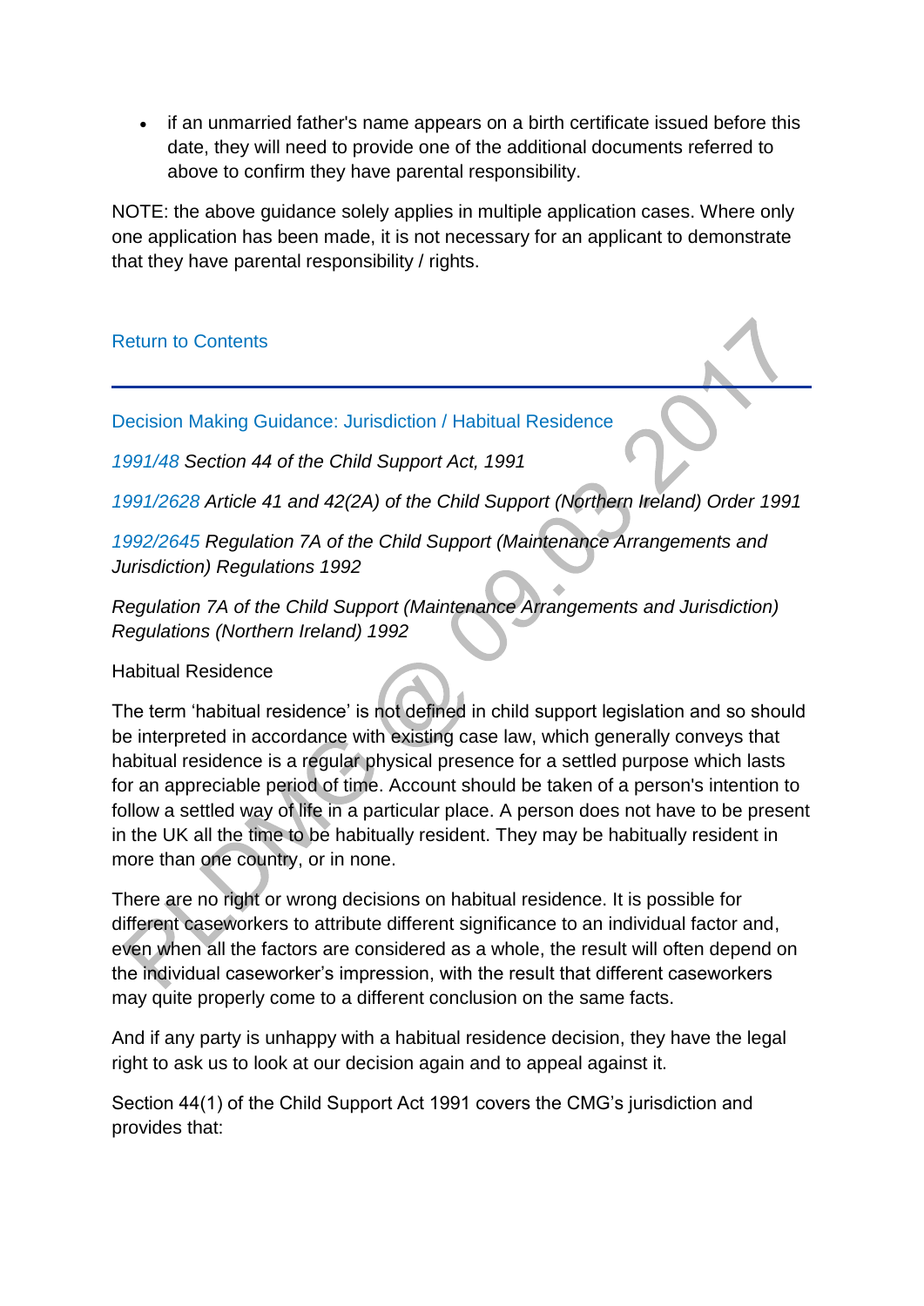- if an unmarried father's name appears on a birth certificate issued before this date, they will need to provide one of the additional documents referred to above to confirm they have parental responsibility.

NOTE: the above guidance solely applies in multiple application cases. Where only one application has been made, it is not necessary for an applicant to demonstrate that they have parental responsibility / rights.

Return to Contents

---

Decision Making Guidance: Jurisdiction / Habitual Residence

*1991/48 Section 44 of the Child Support Act, 1991*

*1991/2628 Article 41 and 42(2A) of the Child Support (Northern Ireland) Order 1991*

*1992/2645 Regulation 7A of the Child Support (Maintenance Arrangements and Jurisdiction) Regulations 1992*

*Regulation 7A of the Child Support (Maintenance Arrangements and Jurisdiction) Regulations (Northern Ireland) 1992*

Habitual Residence

The term 'habitual residence' is not defined in child support legislation and so should be interpreted in accordance with existing case law, which generally conveys that habitual residence is a regular physical presence for a settled purpose which lasts for an appreciable period of time. Account should be taken of a person's intention to follow a settled way of life in a particular place. A person does not have to be present in the UK all the time to be habitually resident. They may be habitually resident in more than one country, or in none.

There are no right or wrong decisions on habitual residence. It is possible for different caseworkers to attribute different significance to an individual factor and, even when all the factors are considered as a whole, the result will often depend on the individual caseworker's impression, with the result that different caseworkers may quite properly come to a different conclusion on the same facts.

And if any party is unhappy with a habitual residence decision, they have the legal right to ask us to look at our decision again and to appeal against it.

Section 44(1) of the Child Support Act 1991 covers the CMG's jurisdiction and provides that: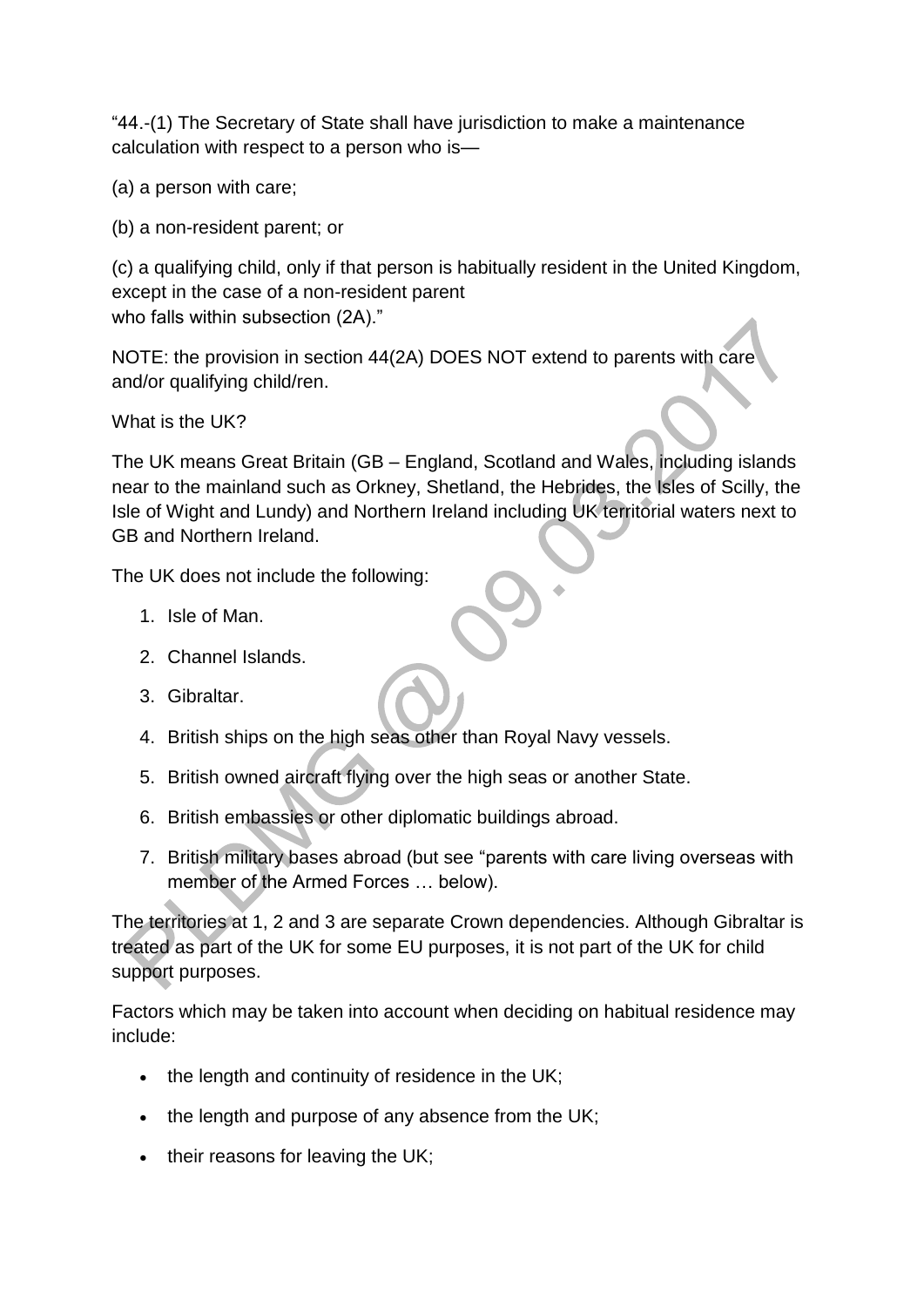"44.-(1) The Secretary of State shall have jurisdiction to make a maintenance calculation with respect to a person who is—

(a) a person with care;

(b) a non-resident parent; or

(c) a qualifying child, only if that person is habitually resident in the United Kingdom, except in the case of a non-resident parent who falls within subsection (2A)."

NOTE: the provision in section 44(2A) DOES NOT extend to parents with care and/or qualifying child/ren.

What is the UK?

The UK means Great Britain (GB – England, Scotland and Wales, including islands near to the mainland such as Orkney, Shetland, the Hebrides, the Isles of Scilly, the Isle of Wight and Lundy) and Northern Ireland including UK territorial waters next to GB and Northern Ireland.

The UK does not include the following:

1. Isle of Man.
2. Channel Islands.
3. Gibraltar.
4. British ships on the high seas other than Royal Navy vessels.
5. British owned aircraft flying over the high seas or another State.
6. British embassies or other diplomatic buildings abroad.
7. British military bases abroad (but see "parents with care living overseas with member of the Armed Forces … below).

The territories at 1, 2 and 3 are separate Crown dependencies. Although Gibraltar is treated as part of the UK for some EU purposes, it is not part of the UK for child support purposes.

Factors which may be taken into account when deciding on habitual residence may include:

- the length and continuity of residence in the UK;
- the length and purpose of any absence from the UK;
- their reasons for leaving the UK;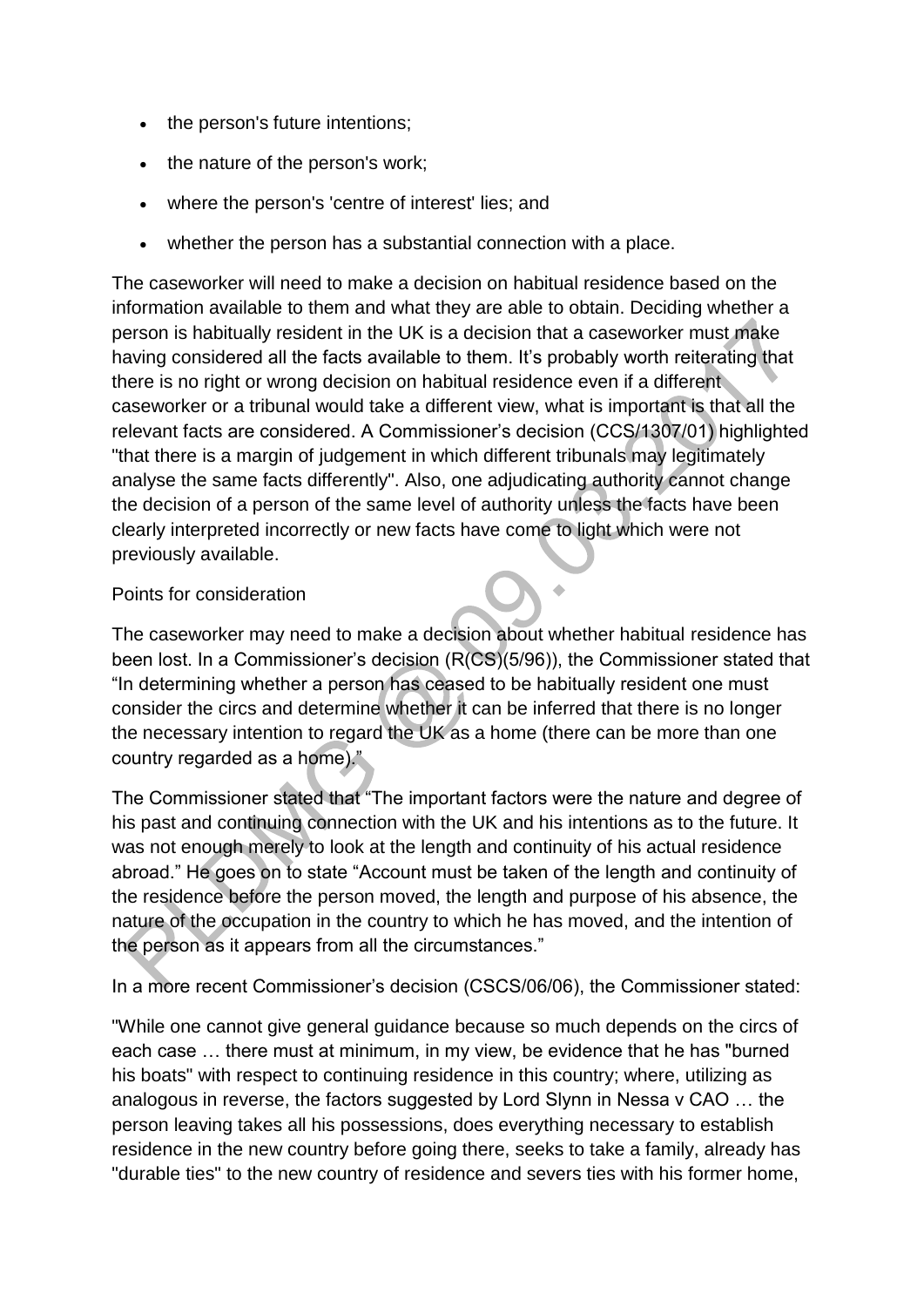- the person's future intentions;
- the nature of the person's work;
- where the person's 'centre of interest' lies; and
- whether the person has a substantial connection with a place.

The caseworker will need to make a decision on habitual residence based on the information available to them and what they are able to obtain. Deciding whether a person is habitually resident in the UK is a decision that a caseworker must make having considered all the facts available to them. It's probably worth reiterating that there is no right or wrong decision on habitual residence even if a different caseworker or a tribunal would take a different view, what is important is that all the relevant facts are considered. A Commissioner's decision (CCS/1307/01) highlighted "that there is a margin of judgement in which different tribunals may legitimately analyse the same facts differently". Also, one adjudicating authority cannot change the decision of a person of the same level of authority unless the facts have been clearly interpreted incorrectly or new facts have come to light which were not previously available.

Points for consideration

The caseworker may need to make a decision about whether habitual residence has been lost. In a Commissioner's decision (R(CS)(5/96)), the Commissioner stated that "In determining whether a person has ceased to be habitually resident one must consider the circs and determine whether it can be inferred that there is no longer the necessary intention to regard the UK as a home (there can be more than one country regarded as a home)."

The Commissioner stated that "The important factors were the nature and degree of his past and continuing connection with the UK and his intentions as to the future. It was not enough merely to look at the length and continuity of his actual residence abroad." He goes on to state "Account must be taken of the length and continuity of the residence before the person moved, the length and purpose of his absence, the nature of the occupation in the country to which he has moved, and the intention of the person as it appears from all the circumstances."

In a more recent Commissioner's decision (CSCS/06/06), the Commissioner stated:

"While one cannot give general guidance because so much depends on the circs of each case … there must at minimum, in my view, be evidence that he has "burned his boats" with respect to continuing residence in this country; where, utilizing as analogous in reverse, the factors suggested by Lord Slynn in Nessa v CAO … the person leaving takes all his possessions, does everything necessary to establish residence in the new country before going there, seeks to take a family, already has "durable ties" to the new country of residence and severs ties with his former home,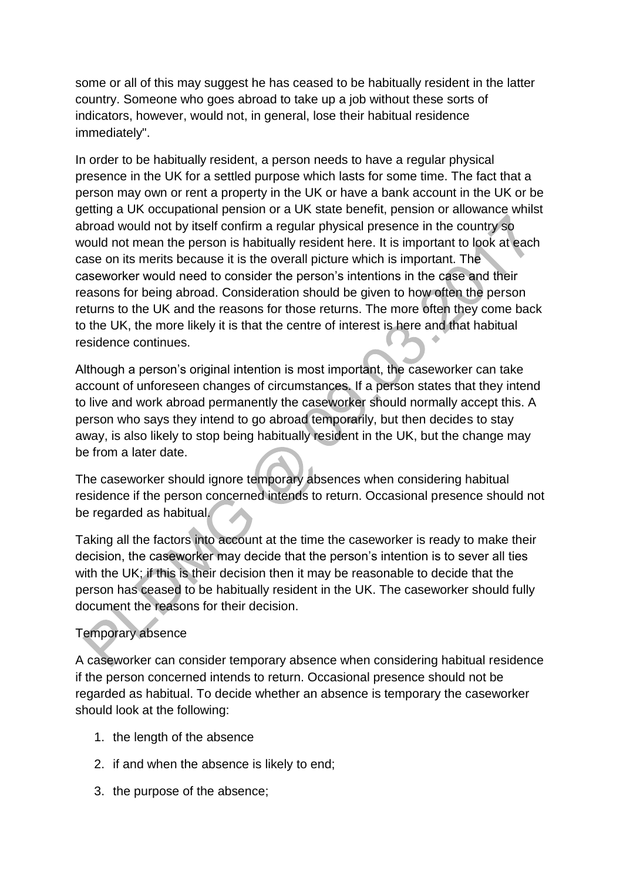some or all of this may suggest he has ceased to be habitually resident in the latter country. Someone who goes abroad to take up a job without these sorts of indicators, however, would not, in general, lose their habitual residence immediately".

In order to be habitually resident, a person needs to have a regular physical presence in the UK for a settled purpose which lasts for some time. The fact that a person may own or rent a property in the UK or have a bank account in the UK or be getting a UK occupational pension or a UK state benefit, pension or allowance whilst abroad would not by itself confirm a regular physical presence in the country so would not mean the person is habitually resident here. It is important to look at each case on its merits because it is the overall picture which is important. The caseworker would need to consider the person's intentions in the case and their reasons for being abroad. Consideration should be given to how often the person returns to the UK and the reasons for those returns. The more often they come back to the UK, the more likely it is that the centre of interest is here and that habitual residence continues.

Although a person's original intention is most important, the caseworker can take account of unforeseen changes of circumstances. If a person states that they intend to live and work abroad permanently the caseworker should normally accept this. A person who says they intend to go abroad temporarily, but then decides to stay away, is also likely to stop being habitually resident in the UK, but the change may be from a later date.

The caseworker should ignore temporary absences when considering habitual residence if the person concerned intends to return. Occasional presence should not be regarded as habitual.

Taking all the factors into account at the time the caseworker is ready to make their decision, the caseworker may decide that the person's intention is to sever all ties with the UK; if this is their decision then it may be reasonable to decide that the person has ceased to be habitually resident in the UK. The caseworker should fully document the reasons for their decision.

### Temporary absence

A caseworker can consider temporary absence when considering habitual residence if the person concerned intends to return. Occasional presence should not be regarded as habitual. To decide whether an absence is temporary the caseworker should look at the following:

1. the length of the absence
2. if and when the absence is likely to end;
3. the purpose of the absence;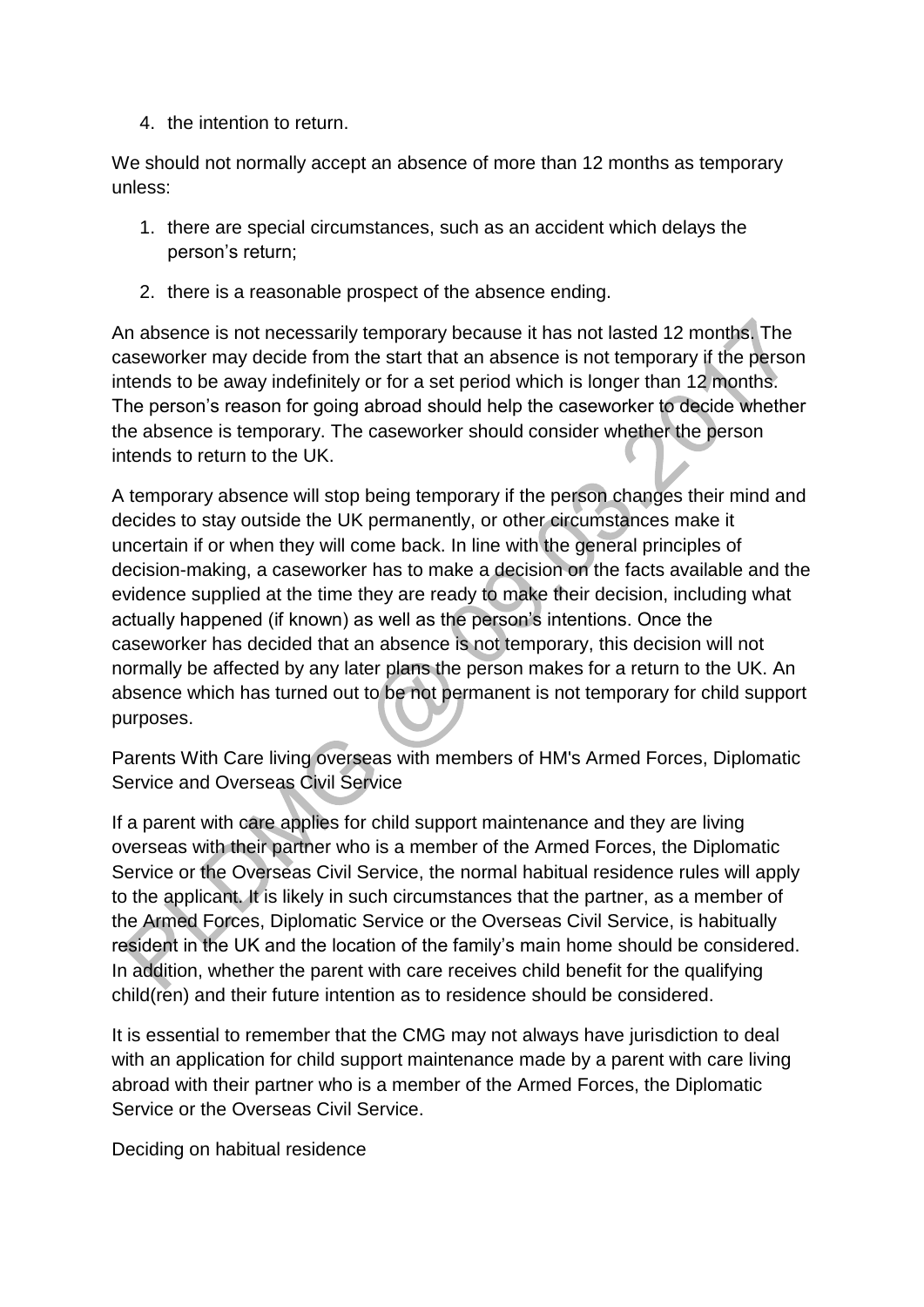4. the intention to return.

We should not normally accept an absence of more than 12 months as temporary unless:

1. there are special circumstances, such as an accident which delays the person's return;
2. there is a reasonable prospect of the absence ending.

An absence is not necessarily temporary because it has not lasted 12 months. The caseworker may decide from the start that an absence is not temporary if the person intends to be away indefinitely or for a set period which is longer than 12 months. The person's reason for going abroad should help the caseworker to decide whether the absence is temporary. The caseworker should consider whether the person intends to return to the UK.

A temporary absence will stop being temporary if the person changes their mind and decides to stay outside the UK permanently, or other circumstances make it uncertain if or when they will come back. In line with the general principles of decision-making, a caseworker has to make a decision on the facts available and the evidence supplied at the time they are ready to make their decision, including what actually happened (if known) as well as the person's intentions. Once the caseworker has decided that an absence is not temporary, this decision will not normally be affected by any later plans the person makes for a return to the UK. An absence which has turned out to be not permanent is not temporary for child support purposes.

Parents With Care living overseas with members of HM's Armed Forces, Diplomatic Service and Overseas Civil Service

If a parent with care applies for child support maintenance and they are living overseas with their partner who is a member of the Armed Forces, the Diplomatic Service or the Overseas Civil Service, the normal habitual residence rules will apply to the applicant. It is likely in such circumstances that the partner, as a member of the Armed Forces, Diplomatic Service or the Overseas Civil Service, is habitually resident in the UK and the location of the family's main home should be considered. In addition, whether the parent with care receives child benefit for the qualifying child(ren) and their future intention as to residence should be considered.

It is essential to remember that the CMG may not always have jurisdiction to deal with an application for child support maintenance made by a parent with care living abroad with their partner who is a member of the Armed Forces, the Diplomatic Service or the Overseas Civil Service.

Deciding on habitual residence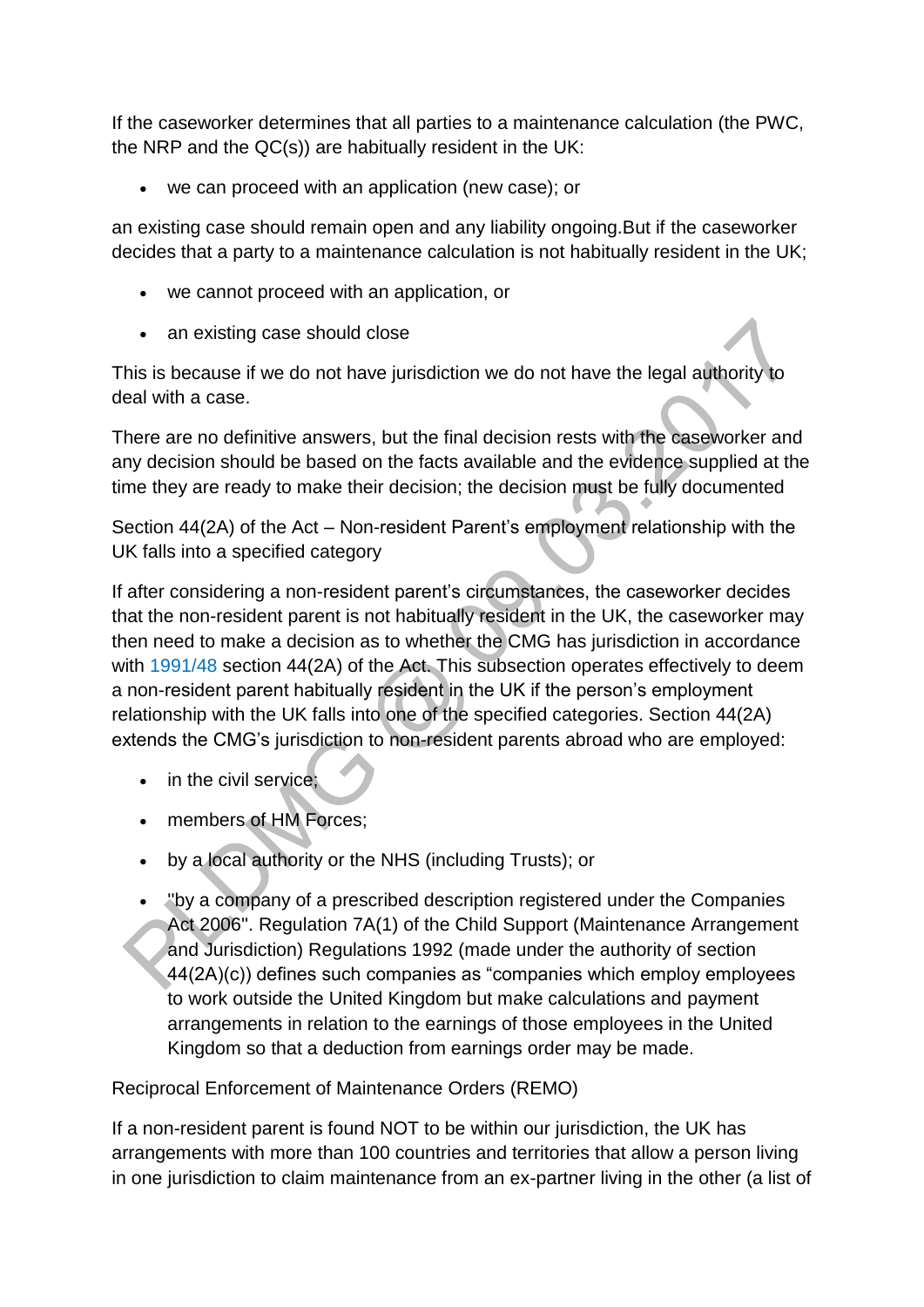If the caseworker determines that all parties to a maintenance calculation (the PWC, the NRP and the QC(s)) are habitually resident in the UK:

- we can proceed with an application (new case); or

an existing case should remain open and any liability ongoing.But if the caseworker decides that a party to a maintenance calculation is not habitually resident in the UK;

- we cannot proceed with an application, or
- an existing case should close

This is because if we do not have jurisdiction we do not have the legal authority to deal with a case.

There are no definitive answers, but the final decision rests with the caseworker and any decision should be based on the facts available and the evidence supplied at the time they are ready to make their decision; the decision must be fully documented

Section 44(2A) of the Act – Non-resident Parent's employment relationship with the UK falls into a specified category

If after considering a non-resident parent's circumstances, the caseworker decides that the non-resident parent is not habitually resident in the UK, the caseworker may then need to make a decision as to whether the CMG has jurisdiction in accordance with 1991/48 section 44(2A) of the Act. This subsection operates effectively to deem a non-resident parent habitually resident in the UK if the person's employment relationship with the UK falls into one of the specified categories. Section 44(2A) extends the CMG's jurisdiction to non-resident parents abroad who are employed:

- in the civil service;
- members of HM Forces;
- by a local authority or the NHS (including Trusts); or
- "by a company of a prescribed description registered under the Companies Act 2006". Regulation 7A(1) of the Child Support (Maintenance Arrangement and Jurisdiction) Regulations 1992 (made under the authority of section 44(2A)(c)) defines such companies as "companies which employ employees to work outside the United Kingdom but make calculations and payment arrangements in relation to the earnings of those employees in the United Kingdom so that a deduction from earnings order may be made.

Reciprocal Enforcement of Maintenance Orders (REMO)

If a non-resident parent is found NOT to be within our jurisdiction, the UK has arrangements with more than 100 countries and territories that allow a person living in one jurisdiction to claim maintenance from an ex-partner living in the other (a list of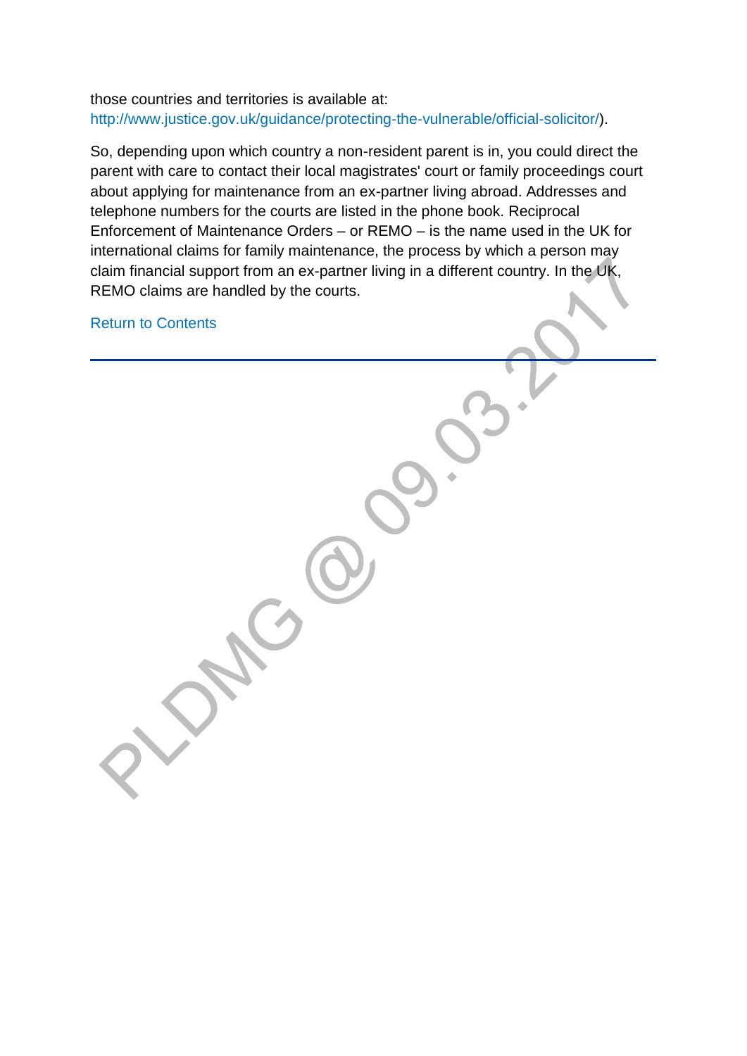those countries and territories is available at: http://www.justice.gov.uk/guidance/protecting-the-vulnerable/official-solicitor/).

So, depending upon which country a non-resident parent is in, you could direct the parent with care to contact their local magistrates' court or family proceedings court about applying for maintenance from an ex-partner living abroad. Addresses and telephone numbers for the courts are listed in the phone book. Reciprocal Enforcement of Maintenance Orders – or REMO – is the name used in the UK for international claims for family maintenance, the process by which a person may claim financial support from an ex-partner living in a different country. In the UK, REMO claims are handled by the courts.

Return to Contents